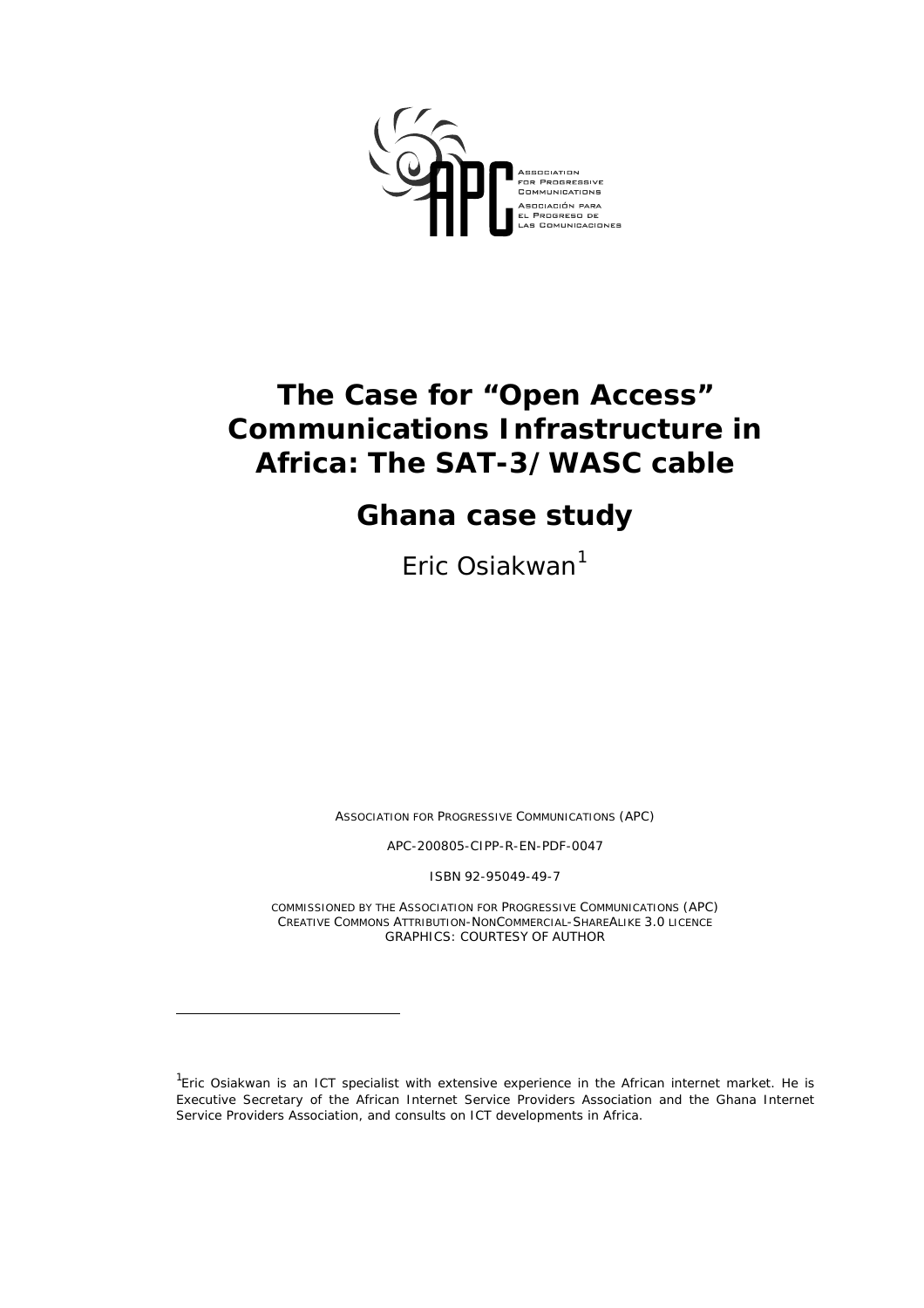ASSOCIATION FOR PROGRESSIVE COMMUNICATIONS
ASOCIACIÓN PARA EL PROGRESO DE LAS COMUNICACIONES

# The Case for "Open Access" Communications Infrastructure in Africa: The SAT-3/WASC cable

## Ghana case study

Eric Osiakwan[1]

ASSOCIATION FOR PROGRESSIVE COMMUNICATIONS (APC)

APC-200805-CIPP-R-EN-PDF-0047

ISBN 92-95049-49-7

COMMISSIONED BY THE ASSOCIATION FOR PROGRESSIVE COMMUNICATIONS (APC)
CREATIVE COMMONS ATTRIBUTION-NONCOMMERCIAL-SHAREALIKE 3.0 LICENCE
GRAPHICS: COURTESY OF AUTHOR

---

[1] Eric Osiakwan is an ICT specialist with extensive experience in the African internet market. He is Executive Secretary of the African Internet Service Providers Association and the Ghana Internet Service Providers Association, and consults on ICT developments in Africa.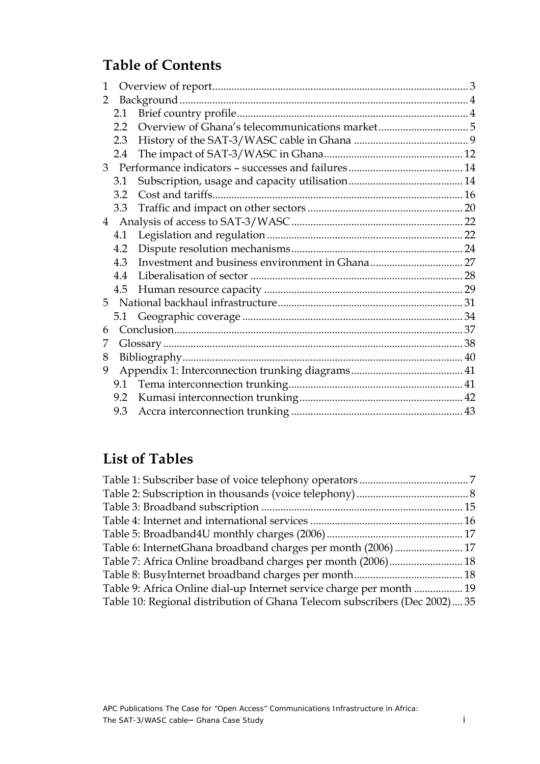## Table of Contents

1 Overview of report ... 3
2 Background ... 4
 2.1 Brief country profile ... 4
 2.2 Overview of Ghana's telecommunications market ... 5
 2.3 History of the SAT-3/WASC cable in Ghana ... 9
 2.4 The impact of SAT-3/WASC in Ghana ... 12
3 Performance indicators – successes and failures ... 14
 3.1 Subscription, usage and capacity utilisation ... 14
 3.2 Cost and tariffs ... 16
 3.3 Traffic and impact on other sectors ... 20
4 Analysis of access to SAT-3/WASC ... 22
 4.1 Legislation and regulation ... 22
 4.2 Dispute resolution mechanisms ... 24
 4.3 Investment and business environment in Ghana ... 27
 4.4 Liberalisation of sector ... 28
 4.5 Human resource capacity ... 29
5 National backhaul infrastructure ... 31
 5.1 Geographic coverage ... 34
6 Conclusion ... 37
7 Glossary ... 38
8 Bibliography ... 40
9 Appendix 1: Interconnection trunking diagrams ... 41
 9.1 Tema interconnection trunking ... 41
 9.2 Kumasi interconnection trunking ... 42
 9.3 Accra interconnection trunking ... 43

## List of Tables

Table 1: Subscriber base of voice telephony operators ... 7
Table 2: Subscription in thousands (voice telephony) ... 8
Table 3: Broadband subscription ... 15
Table 4: Internet and international services ... 16
Table 5: Broadband4U monthly charges (2006) ... 17
Table 6: InternetGhana broadband charges per month (2006) ... 17
Table 7: Africa Online broadband charges per month (2006) ... 18
Table 8: BusyInternet broadband charges per month ... 18
Table 9: Africa Online dial-up Internet service charge per month ... 19
Table 10: Regional distribution of Ghana Telecom subscribers (Dec 2002) ... 35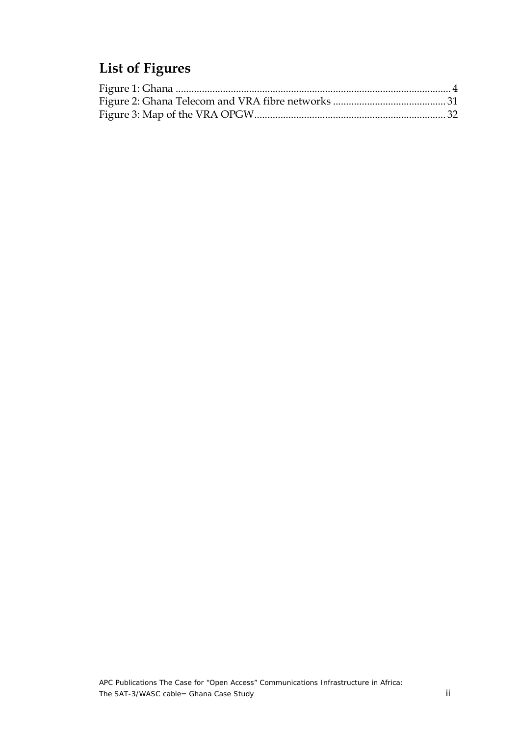# List of Figures

Figure 1: Ghana ........................................................................................................ 4
Figure 2: Ghana Telecom and VRA fibre networks ........................................... 31
Figure 3: Map of the VRA OPGW......................................................................... 32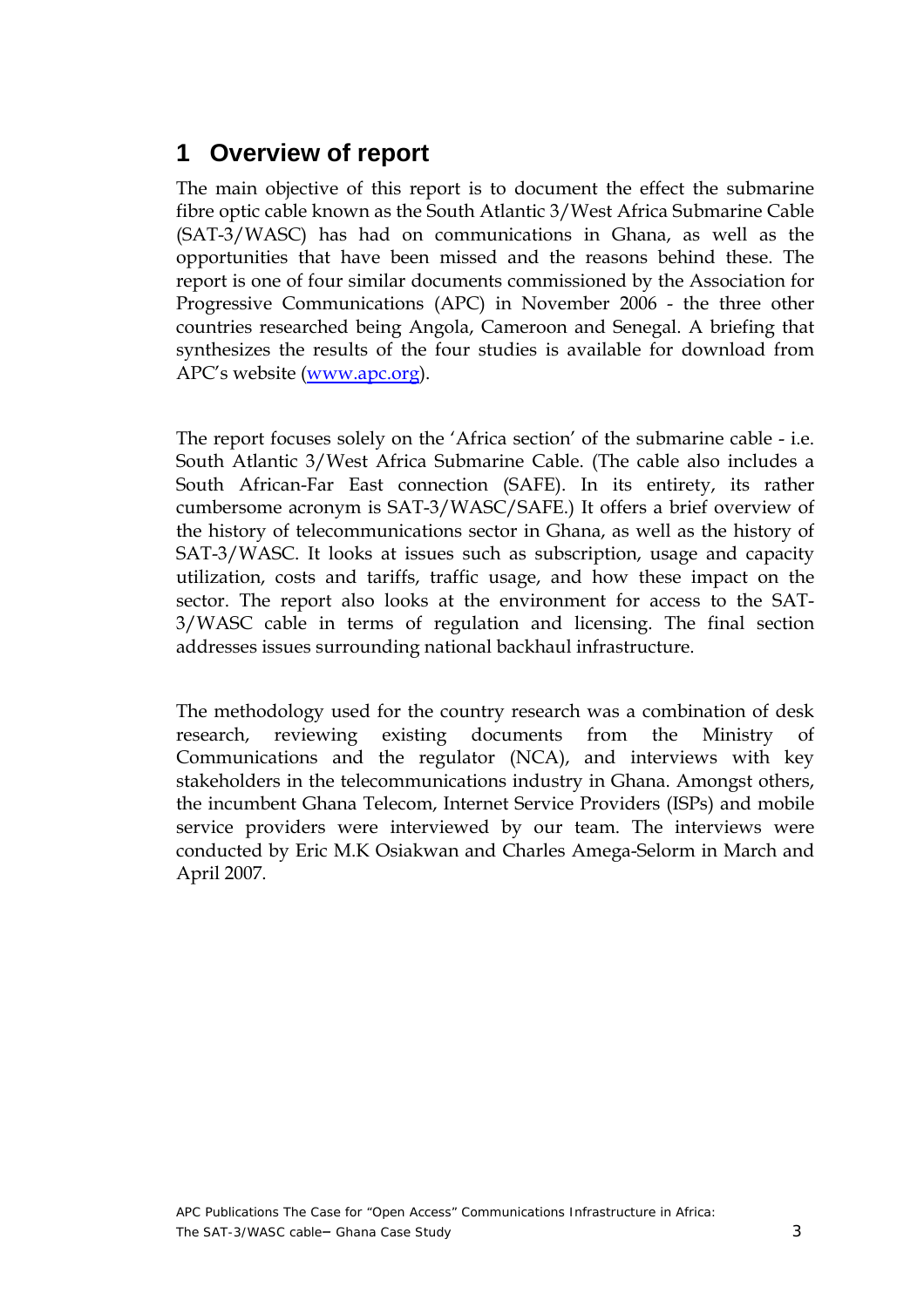# 1 Overview of report

The main objective of this report is to document the effect the submarine fibre optic cable known as the South Atlantic 3/West Africa Submarine Cable (SAT-3/WASC) has had on communications in Ghana, as well as the opportunities that have been missed and the reasons behind these. The report is one of four similar documents commissioned by the Association for Progressive Communications (APC) in November 2006 - the three other countries researched being Angola, Cameroon and Senegal. A briefing that synthesizes the results of the four studies is available for download from APC's website (www.apc.org).

The report focuses solely on the 'Africa section' of the submarine cable - i.e. South Atlantic 3/West Africa Submarine Cable. (The cable also includes a South African-Far East connection (SAFE). In its entirety, its rather cumbersome acronym is SAT-3/WASC/SAFE.) It offers a brief overview of the history of telecommunications sector in Ghana, as well as the history of SAT-3/WASC. It looks at issues such as subscription, usage and capacity utilization, costs and tariffs, traffic usage, and how these impact on the sector. The report also looks at the environment for access to the SAT-3/WASC cable in terms of regulation and licensing. The final section addresses issues surrounding national backhaul infrastructure.

The methodology used for the country research was a combination of desk research, reviewing existing documents from the Ministry of Communications and the regulator (NCA), and interviews with key stakeholders in the telecommunications industry in Ghana. Amongst others, the incumbent Ghana Telecom, Internet Service Providers (ISPs) and mobile service providers were interviewed by our team. The interviews were conducted by Eric M.K Osiakwan and Charles Amega-Selorm in March and April 2007.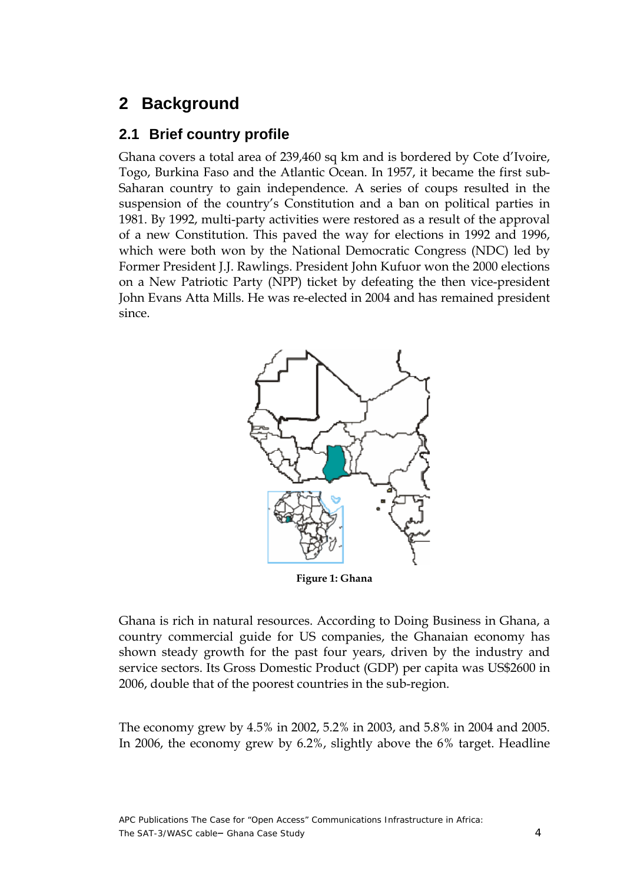# 2 Background

## 2.1 Brief country profile

Ghana covers a total area of 239,460 sq km and is bordered by Cote d'Ivoire, Togo, Burkina Faso and the Atlantic Ocean. In 1957, it became the first sub-Saharan country to gain independence. A series of coups resulted in the suspension of the country's Constitution and a ban on political parties in 1981. By 1992, multi-party activities were restored as a result of the approval of a new Constitution. This paved the way for elections in 1992 and 1996, which were both won by the National Democratic Congress (NDC) led by Former President J.J. Rawlings. President John Kufuor won the 2000 elections on a New Patriotic Party (NPP) ticket by defeating the then vice-president John Evans Atta Mills. He was re-elected in 2004 and has remained president since.

**Figure 1: Ghana**

Ghana is rich in natural resources. According to Doing Business in Ghana, a country commercial guide for US companies, the Ghanaian economy has shown steady growth for the past four years, driven by the industry and service sectors. Its Gross Domestic Product (GDP) per capita was US$2600 in 2006, double that of the poorest countries in the sub-region.

The economy grew by 4.5% in 2002, 5.2% in 2003, and 5.8% in 2004 and 2005. In 2006, the economy grew by 6.2%, slightly above the 6% target. Headline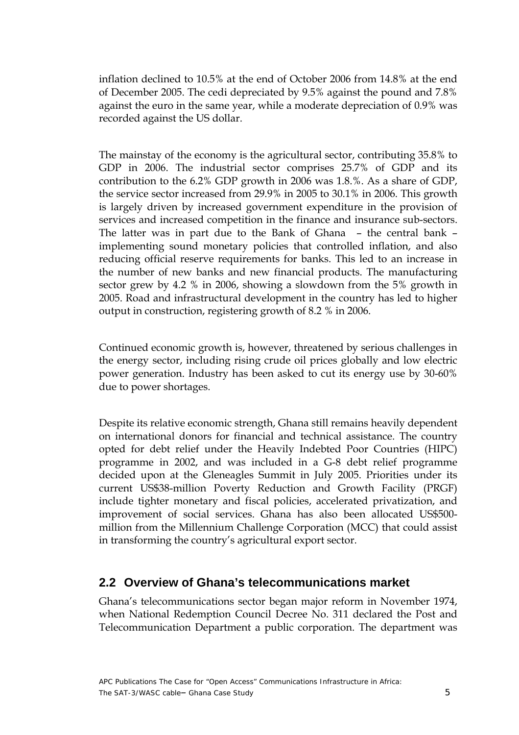inflation declined to 10.5% at the end of October 2006 from 14.8% at the end of December 2005. The cedi depreciated by 9.5% against the pound and 7.8% against the euro in the same year, while a moderate depreciation of 0.9% was recorded against the US dollar.

The mainstay of the economy is the agricultural sector, contributing 35.8% to GDP in 2006. The industrial sector comprises 25.7% of GDP and its contribution to the 6.2% GDP growth in 2006 was 1.8.%. As a share of GDP, the service sector increased from 29.9% in 2005 to 30.1% in 2006. This growth is largely driven by increased government expenditure in the provision of services and increased competition in the finance and insurance sub-sectors. The latter was in part due to the Bank of Ghana – the central bank – implementing sound monetary policies that controlled inflation, and also reducing official reserve requirements for banks. This led to an increase in the number of new banks and new financial products. The manufacturing sector grew by 4.2 % in 2006, showing a slowdown from the 5% growth in 2005. Road and infrastructural development in the country has led to higher output in construction, registering growth of 8.2 % in 2006.

Continued economic growth is, however, threatened by serious challenges in the energy sector, including rising crude oil prices globally and low electric power generation. Industry has been asked to cut its energy use by 30-60% due to power shortages.

Despite its relative economic strength, Ghana still remains heavily dependent on international donors for financial and technical assistance. The country opted for debt relief under the Heavily Indebted Poor Countries (HIPC) programme in 2002, and was included in a G-8 debt relief programme decided upon at the Gleneagles Summit in July 2005. Priorities under its current US$38-million Poverty Reduction and Growth Facility (PRGF) include tighter monetary and fiscal policies, accelerated privatization, and improvement of social services. Ghana has also been allocated US$500-million from the Millennium Challenge Corporation (MCC) that could assist in transforming the country's agricultural export sector.

## 2.2 Overview of Ghana's telecommunications market

Ghana's telecommunications sector began major reform in November 1974, when National Redemption Council Decree No. 311 declared the Post and Telecommunication Department a public corporation. The department was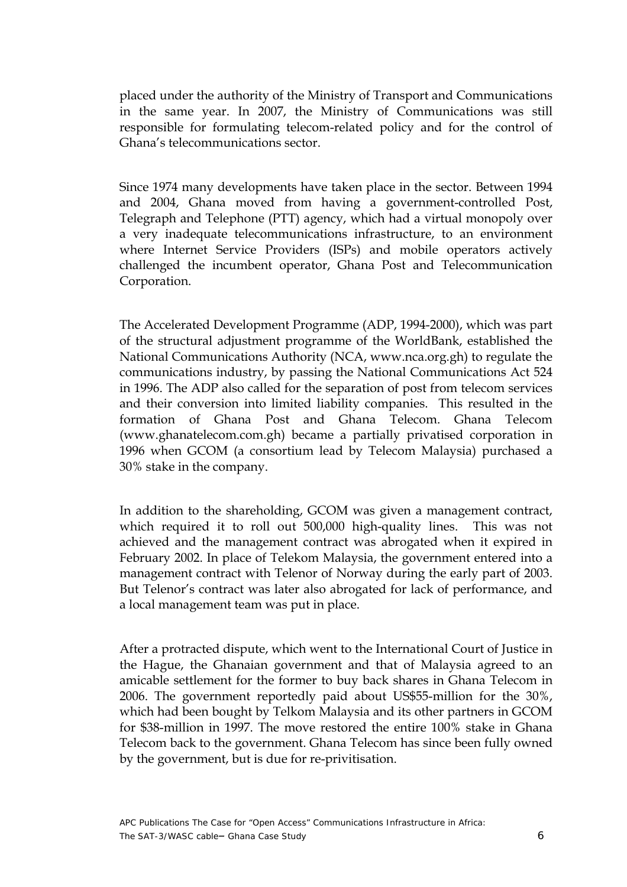placed under the authority of the Ministry of Transport and Communications in the same year. In 2007, the Ministry of Communications was still responsible for formulating telecom-related policy and for the control of Ghana's telecommunications sector.

Since 1974 many developments have taken place in the sector. Between 1994 and 2004, Ghana moved from having a government-controlled Post, Telegraph and Telephone (PTT) agency, which had a virtual monopoly over a very inadequate telecommunications infrastructure, to an environment where Internet Service Providers (ISPs) and mobile operators actively challenged the incumbent operator, Ghana Post and Telecommunication Corporation.

The Accelerated Development Programme (ADP, 1994-2000), which was part of the structural adjustment programme of the WorldBank, established the National Communications Authority (NCA, www.nca.org.gh) to regulate the communications industry, by passing the National Communications Act 524 in 1996. The ADP also called for the separation of post from telecom services and their conversion into limited liability companies. This resulted in the formation of Ghana Post and Ghana Telecom. Ghana Telecom (www.ghanatelecom.com.gh) became a partially privatised corporation in 1996 when GCOM (a consortium lead by Telecom Malaysia) purchased a 30% stake in the company.

In addition to the shareholding, GCOM was given a management contract, which required it to roll out 500,000 high-quality lines. This was not achieved and the management contract was abrogated when it expired in February 2002. In place of Telekom Malaysia, the government entered into a management contract with Telenor of Norway during the early part of 2003. But Telenor's contract was later also abrogated for lack of performance, and a local management team was put in place.

After a protracted dispute, which went to the International Court of Justice in the Hague, the Ghanaian government and that of Malaysia agreed to an amicable settlement for the former to buy back shares in Ghana Telecom in 2006. The government reportedly paid about US$55-million for the 30%, which had been bought by Telkom Malaysia and its other partners in GCOM for $38-million in 1997. The move restored the entire 100% stake in Ghana Telecom back to the government. Ghana Telecom has since been fully owned by the government, but is due for re-privitisation.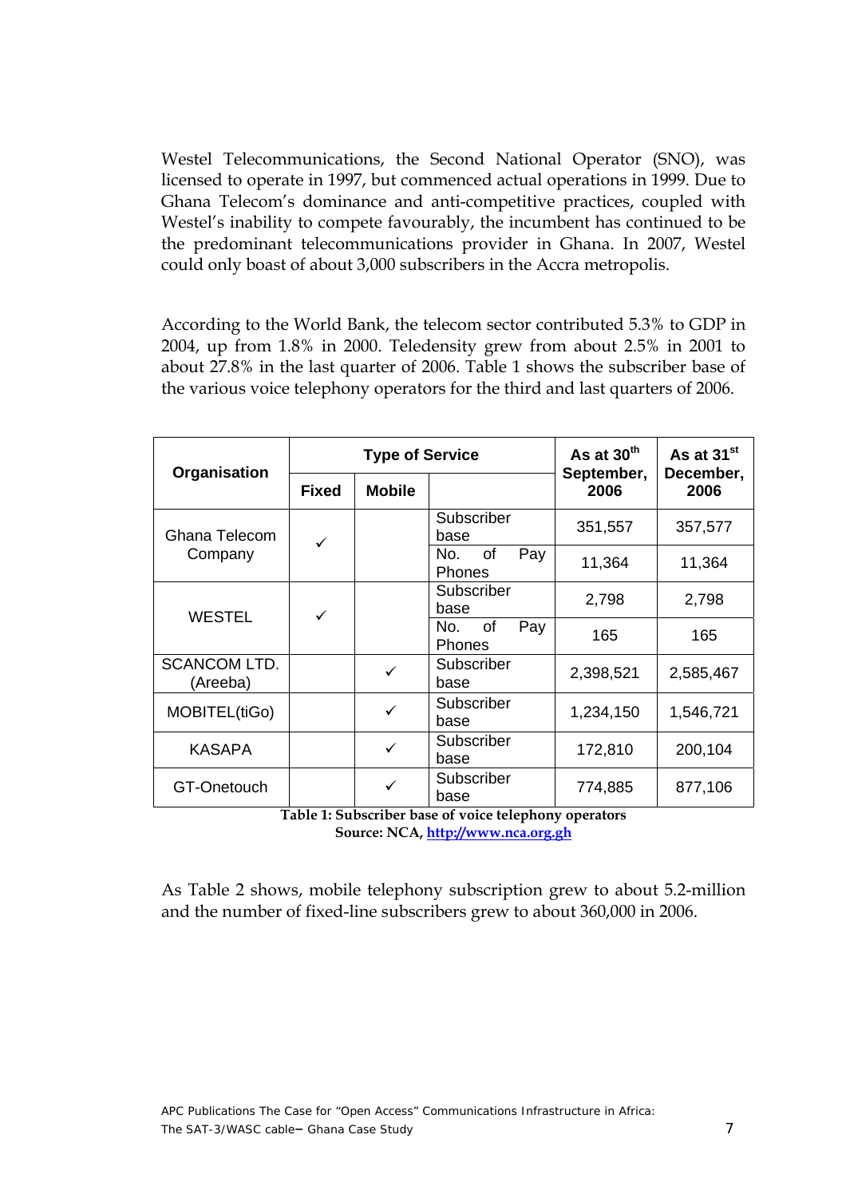Westel Telecommunications, the Second National Operator (SNO), was licensed to operate in 1997, but commenced actual operations in 1999. Due to Ghana Telecom's dominance and anti-competitive practices, coupled with Westel's inability to compete favourably, the incumbent has continued to be the predominant telecommunications provider in Ghana. In 2007, Westel could only boast of about 3,000 subscribers in the Accra metropolis.

According to the World Bank, the telecom sector contributed 5.3% to GDP in 2004, up from 1.8% in 2000. Teledensity grew from about 2.5% in 2001 to about 27.8% in the last quarter of 2006. Table 1 shows the subscriber base of the various voice telephony operators for the third and last quarters of 2006.

| Organisation | Type of Service | | | As at 30th September, 2006 | As at 31st December, 2006 |
|---|---|---|---|---|---|
| | Fixed | Mobile | | | |
| Ghana Telecom Company | ✓ | | Subscriber base | 351,557 | 357,577 |
| | | | No. of Pay Phones | 11,364 | 11,364 |
| WESTEL | ✓ | | Subscriber base | 2,798 | 2,798 |
| | | | No. of Pay Phones | 165 | 165 |
| SCANCOM LTD. (Areeba) | | ✓ | Subscriber base | 2,398,521 | 2,585,467 |
| MOBITEL(tiGo) | | ✓ | Subscriber base | 1,234,150 | 1,546,721 |
| KASAPA | | ✓ | Subscriber base | 172,810 | 200,104 |
| GT-Onetouch | | ✓ | Subscriber base | 774,885 | 877,106 |

**Table 1: Subscriber base of voice telephony operators**
**Source: NCA, http://www.nca.org.gh**

As Table 2 shows, mobile telephony subscription grew to about 5.2-million and the number of fixed-line subscribers grew to about 360,000 in 2006.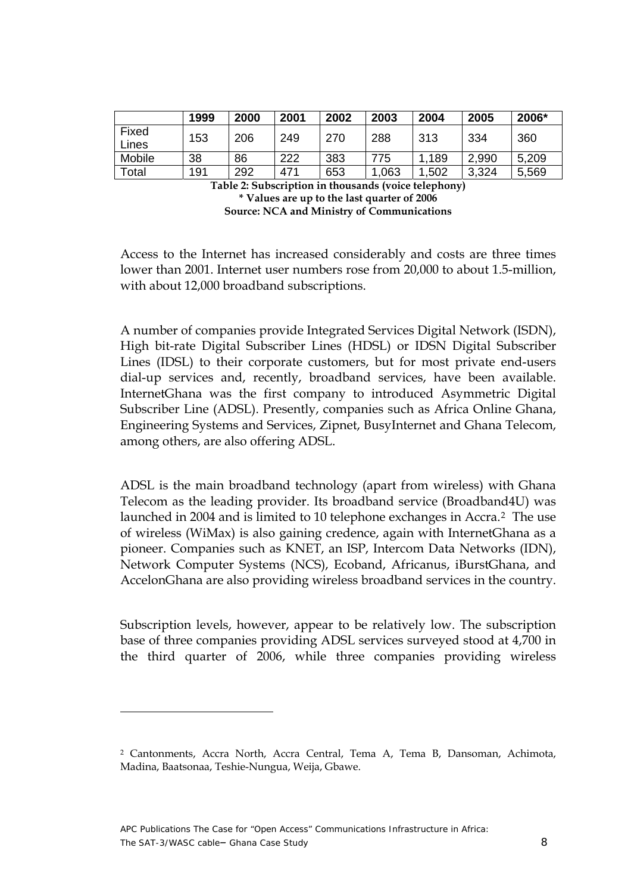| | 1999 | 2000 | 2001 | 2002 | 2003 | 2004 | 2005 | 2006* |
|---|---|---|---|---|---|---|---|---|
| Fixed Lines | 153 | 206 | 249 | 270 | 288 | 313 | 334 | 360 |
| Mobile | 38 | 86 | 222 | 383 | 775 | 1,189 | 2,990 | 5,209 |
| Total | 191 | 292 | 471 | 653 | 1,063 | 1,502 | 3,324 | 5,569 |

**Table 2: Subscription in thousands (voice telephony)**
**\* Values are up to the last quarter of 2006**
**Source: NCA and Ministry of Communications**

Access to the Internet has increased considerably and costs are three times lower than 2001. Internet user numbers rose from 20,000 to about 1.5-million, with about 12,000 broadband subscriptions.

A number of companies provide Integrated Services Digital Network (ISDN), High bit-rate Digital Subscriber Lines (HDSL) or IDSN Digital Subscriber Lines (IDSL) to their corporate customers, but for most private end-users dial-up services and, recently, broadband services, have been available. InternetGhana was the first company to introduced Asymmetric Digital Subscriber Line (ADSL). Presently, companies such as Africa Online Ghana, Engineering Systems and Services, Zipnet, BusyInternet and Ghana Telecom, among others, are also offering ADSL.

ADSL is the main broadband technology (apart from wireless) with Ghana Telecom as the leading provider. Its broadband service (Broadband4U) was launched in 2004 and is limited to 10 telephone exchanges in Accra.[2] The use of wireless (WiMax) is also gaining credence, again with InternetGhana as a pioneer. Companies such as KNET, an ISP, Intercom Data Networks (IDN), Network Computer Systems (NCS), Ecoband, Africanus, iBurstGhana, and AccelonGhana are also providing wireless broadband services in the country.

Subscription levels, however, appear to be relatively low. The subscription base of three companies providing ADSL services surveyed stood at 4,700 in the third quarter of 2006, while three companies providing wireless

[2] Cantonments, Accra North, Accra Central, Tema A, Tema B, Dansoman, Achimota, Madina, Baatsonaa, Teshie-Nungua, Weija, Gbawe.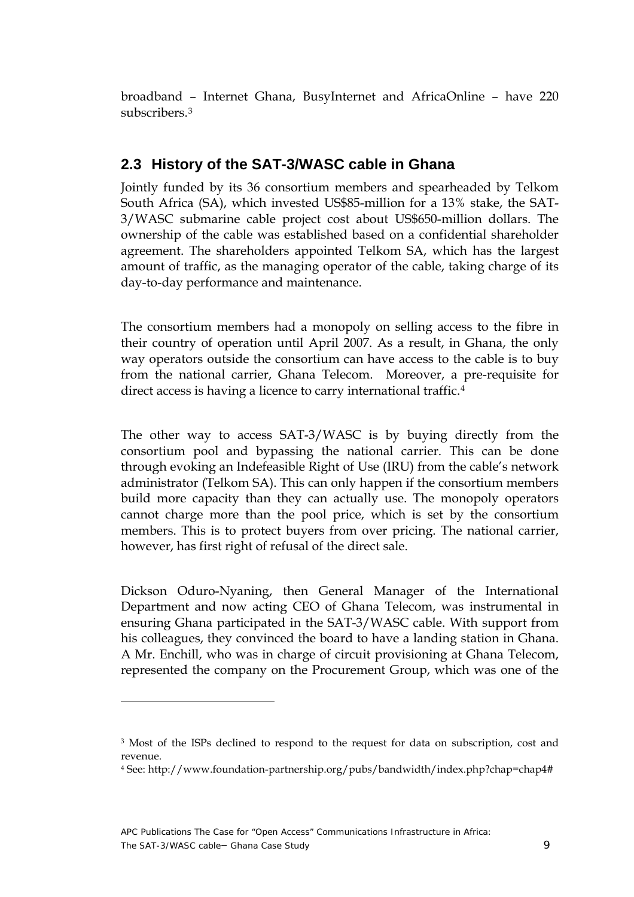broadband – Internet Ghana, BusyInternet and AfricaOnline – have 220 subscribers.[3]

## 2.3 History of the SAT-3/WASC cable in Ghana

Jointly funded by its 36 consortium members and spearheaded by Telkom South Africa (SA), which invested US$85-million for a 13% stake, the SAT-3/WASC submarine cable project cost about US$650-million dollars. The ownership of the cable was established based on a confidential shareholder agreement. The shareholders appointed Telkom SA, which has the largest amount of traffic, as the managing operator of the cable, taking charge of its day-to-day performance and maintenance.

The consortium members had a monopoly on selling access to the fibre in their country of operation until April 2007. As a result, in Ghana, the only way operators outside the consortium can have access to the cable is to buy from the national carrier, Ghana Telecom. Moreover, a pre-requisite for direct access is having a licence to carry international traffic.[4]

The other way to access SAT-3/WASC is by buying directly from the consortium pool and bypassing the national carrier. This can be done through evoking an Indefeasible Right of Use (IRU) from the cable's network administrator (Telkom SA). This can only happen if the consortium members build more capacity than they can actually use. The monopoly operators cannot charge more than the pool price, which is set by the consortium members. This is to protect buyers from over pricing. The national carrier, however, has first right of refusal of the direct sale.

Dickson Oduro-Nyaning, then General Manager of the International Department and now acting CEO of Ghana Telecom, was instrumental in ensuring Ghana participated in the SAT-3/WASC cable. With support from his colleagues, they convinced the board to have a landing station in Ghana. A Mr. Enchill, who was in charge of circuit provisioning at Ghana Telecom, represented the company on the Procurement Group, which was one of the

---

[3] Most of the ISPs declined to respond to the request for data on subscription, cost and revenue.

[4] See: http://www.foundation-partnership.org/pubs/bandwidth/index.php?chap=chap4#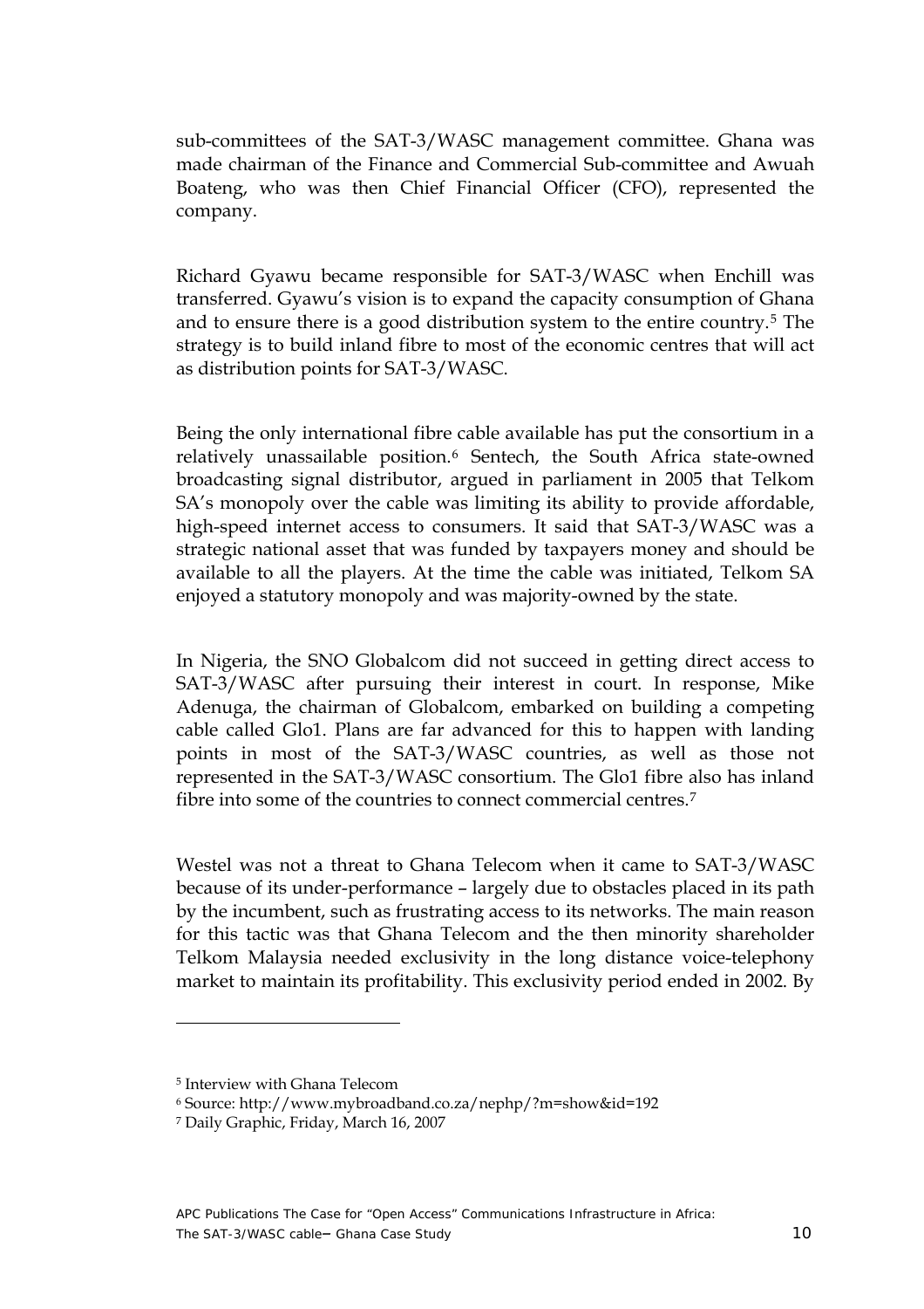sub-committees of the SAT-3/WASC management committee. Ghana was made chairman of the Finance and Commercial Sub-committee and Awuah Boateng, who was then Chief Financial Officer (CFO), represented the company.

Richard Gyawu became responsible for SAT-3/WASC when Enchill was transferred. Gyawu's vision is to expand the capacity consumption of Ghana and to ensure there is a good distribution system to the entire country.[5] The strategy is to build inland fibre to most of the economic centres that will act as distribution points for SAT-3/WASC.

Being the only international fibre cable available has put the consortium in a relatively unassailable position.[6] Sentech, the South Africa state-owned broadcasting signal distributor, argued in parliament in 2005 that Telkom SA's monopoly over the cable was limiting its ability to provide affordable, high-speed internet access to consumers. It said that SAT-3/WASC was a strategic national asset that was funded by taxpayers money and should be available to all the players. At the time the cable was initiated, Telkom SA enjoyed a statutory monopoly and was majority-owned by the state.

In Nigeria, the SNO Globalcom did not succeed in getting direct access to SAT-3/WASC after pursuing their interest in court. In response, Mike Adenuga, the chairman of Globalcom, embarked on building a competing cable called Glo1. Plans are far advanced for this to happen with landing points in most of the SAT-3/WASC countries, as well as those not represented in the SAT-3/WASC consortium. The Glo1 fibre also has inland fibre into some of the countries to connect commercial centres.[7]

Westel was not a threat to Ghana Telecom when it came to SAT-3/WASC because of its under-performance – largely due to obstacles placed in its path by the incumbent, such as frustrating access to its networks. The main reason for this tactic was that Ghana Telecom and the then minority shareholder Telkom Malaysia needed exclusivity in the long distance voice-telephony market to maintain its profitability. This exclusivity period ended in 2002. By

---

[5] Interview with Ghana Telecom

[6] Source: http://www.mybroadband.co.za/nephp/?m=show&id=192

[7] Daily Graphic, Friday, March 16, 2007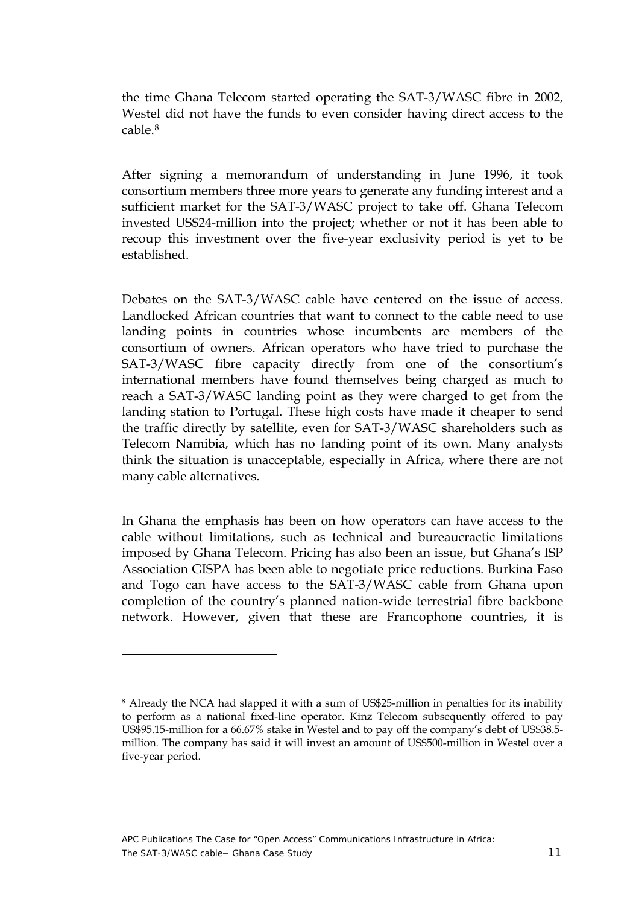the time Ghana Telecom started operating the SAT-3/WASC fibre in 2002, Westel did not have the funds to even consider having direct access to the cable.[8]

After signing a memorandum of understanding in June 1996, it took consortium members three more years to generate any funding interest and a sufficient market for the SAT-3/WASC project to take off. Ghana Telecom invested US$24-million into the project; whether or not it has been able to recoup this investment over the five-year exclusivity period is yet to be established.

Debates on the SAT-3/WASC cable have centered on the issue of access. Landlocked African countries that want to connect to the cable need to use landing points in countries whose incumbents are members of the consortium of owners. African operators who have tried to purchase the SAT-3/WASC fibre capacity directly from one of the consortium's international members have found themselves being charged as much to reach a SAT-3/WASC landing point as they were charged to get from the landing station to Portugal. These high costs have made it cheaper to send the traffic directly by satellite, even for SAT-3/WASC shareholders such as Telecom Namibia, which has no landing point of its own. Many analysts think the situation is unacceptable, especially in Africa, where there are not many cable alternatives.

In Ghana the emphasis has been on how operators can have access to the cable without limitations, such as technical and bureaucractic limitations imposed by Ghana Telecom. Pricing has also been an issue, but Ghana's ISP Association GISPA has been able to negotiate price reductions. Burkina Faso and Togo can have access to the SAT-3/WASC cable from Ghana upon completion of the country's planned nation-wide terrestrial fibre backbone network. However, given that these are Francophone countries, it is

---

[8] Already the NCA had slapped it with a sum of US$25-million in penalties for its inability to perform as a national fixed-line operator. Kinz Telecom subsequently offered to pay US$95.15-million for a 66.67% stake in Westel and to pay off the company's debt of US$38.5-million. The company has said it will invest an amount of US$500-million in Westel over a five-year period.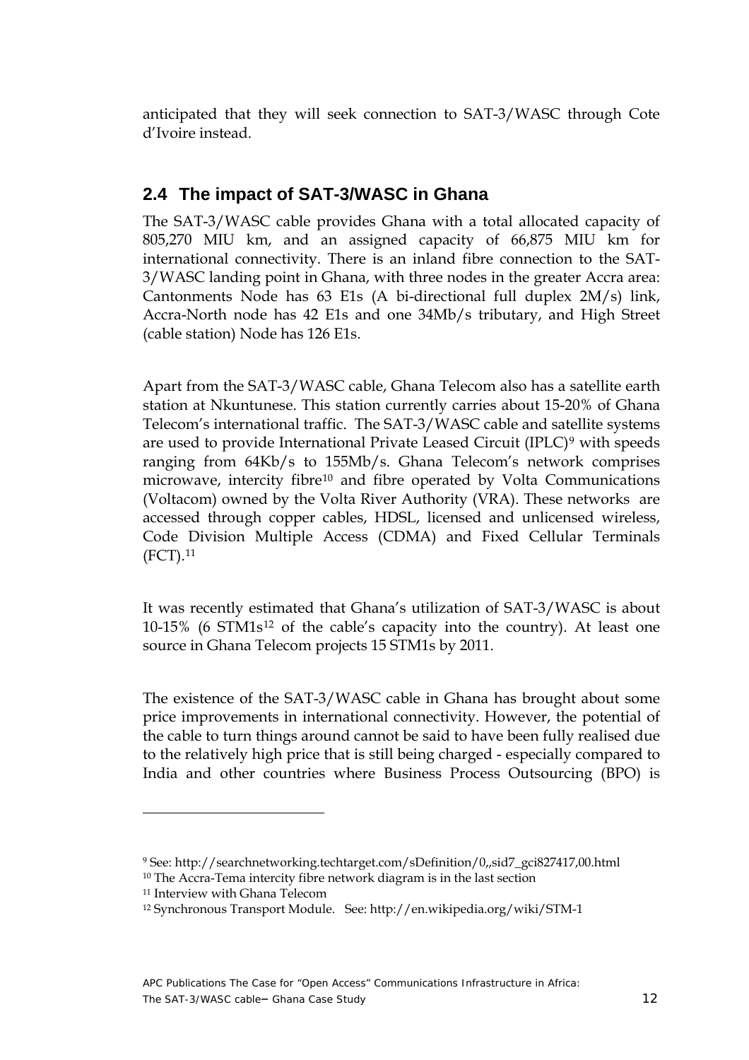anticipated that they will seek connection to SAT-3/WASC through Cote d'Ivoire instead.

## 2.4 The impact of SAT-3/WASC in Ghana

The SAT-3/WASC cable provides Ghana with a total allocated capacity of 805,270 MIU km, and an assigned capacity of 66,875 MIU km for international connectivity. There is an inland fibre connection to the SAT-3/WASC landing point in Ghana, with three nodes in the greater Accra area: Cantonments Node has 63 E1s (A bi-directional full duplex 2M/s) link, Accra-North node has 42 E1s and one 34Mb/s tributary, and High Street (cable station) Node has 126 E1s.

Apart from the SAT-3/WASC cable, Ghana Telecom also has a satellite earth station at Nkuntunese. This station currently carries about 15-20% of Ghana Telecom's international traffic. The SAT-3/WASC cable and satellite systems are used to provide International Private Leased Circuit (IPLC)[9] with speeds ranging from 64Kb/s to 155Mb/s. Ghana Telecom's network comprises microwave, intercity fibre[10] and fibre operated by Volta Communications (Voltacom) owned by the Volta River Authority (VRA). These networks are accessed through copper cables, HDSL, licensed and unlicensed wireless, Code Division Multiple Access (CDMA) and Fixed Cellular Terminals (FCT).[11]

It was recently estimated that Ghana's utilization of SAT-3/WASC is about 10-15% (6 STM1s[12] of the cable's capacity into the country). At least one source in Ghana Telecom projects 15 STM1s by 2011.

The existence of the SAT-3/WASC cable in Ghana has brought about some price improvements in international connectivity. However, the potential of the cable to turn things around cannot be said to have been fully realised due to the relatively high price that is still being charged - especially compared to India and other countries where Business Process Outsourcing (BPO) is

---

[9] See: http://searchnetworking.techtarget.com/sDefinition/0,,sid7_gci827417,00.html

[10] The Accra-Tema intercity fibre network diagram is in the last section

[11] Interview with Ghana Telecom

[12] Synchronous Transport Module. See: http://en.wikipedia.org/wiki/STM-1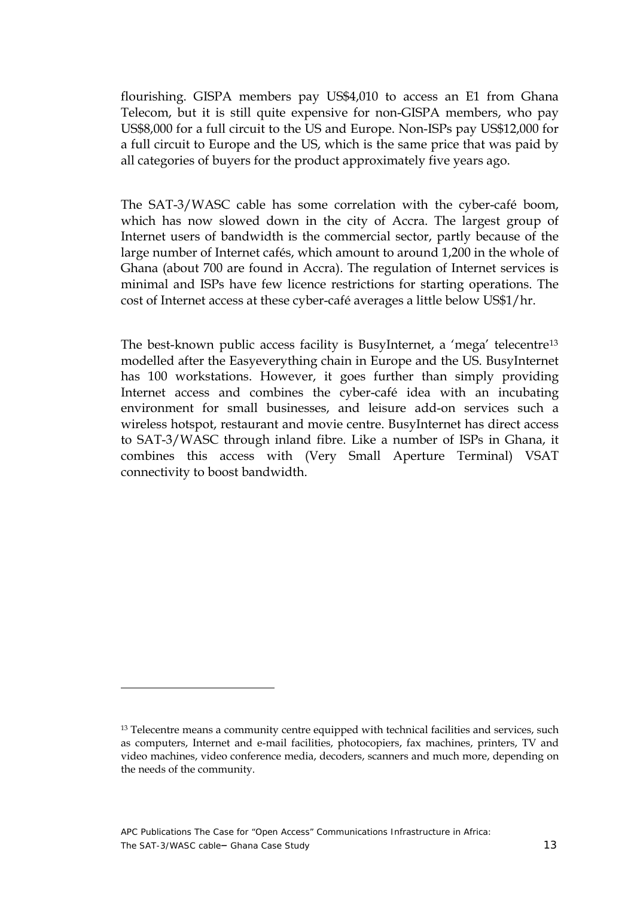flourishing. GISPA members pay US$4,010 to access an E1 from Ghana Telecom, but it is still quite expensive for non-GISPA members, who pay US$8,000 for a full circuit to the US and Europe. Non-ISPs pay US$12,000 for a full circuit to Europe and the US, which is the same price that was paid by all categories of buyers for the product approximately five years ago.

The SAT-3/WASC cable has some correlation with the cyber-café boom, which has now slowed down in the city of Accra. The largest group of Internet users of bandwidth is the commercial sector, partly because of the large number of Internet cafés, which amount to around 1,200 in the whole of Ghana (about 700 are found in Accra). The regulation of Internet services is minimal and ISPs have few licence restrictions for starting operations. The cost of Internet access at these cyber-café averages a little below US$1/hr.

The best-known public access facility is BusyInternet, a 'mega' telecentre[13] modelled after the Easyeverything chain in Europe and the US. BusyInternet has 100 workstations. However, it goes further than simply providing Internet access and combines the cyber-café idea with an incubating environment for small businesses, and leisure add-on services such a wireless hotspot, restaurant and movie centre. BusyInternet has direct access to SAT-3/WASC through inland fibre. Like a number of ISPs in Ghana, it combines this access with (Very Small Aperture Terminal) VSAT connectivity to boost bandwidth.

[13] Telecentre means a community centre equipped with technical facilities and services, such as computers, Internet and e-mail facilities, photocopiers, fax machines, printers, TV and video machines, video conference media, decoders, scanners and much more, depending on the needs of the community.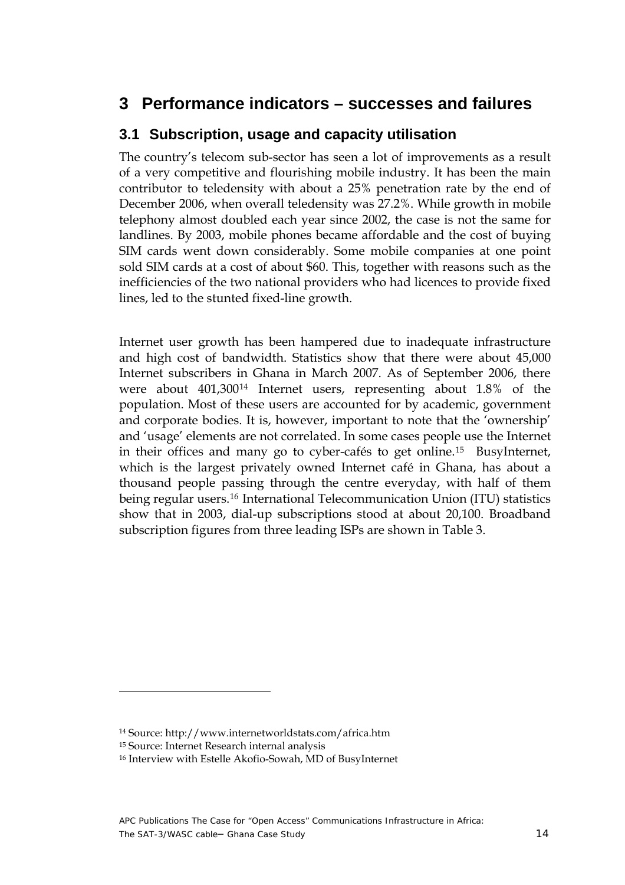# 3 Performance indicators – successes and failures

## 3.1 Subscription, usage and capacity utilisation

The country's telecom sub-sector has seen a lot of improvements as a result of a very competitive and flourishing mobile industry. It has been the main contributor to teledensity with about a 25% penetration rate by the end of December 2006, when overall teledensity was 27.2%. While growth in mobile telephony almost doubled each year since 2002, the case is not the same for landlines. By 2003, mobile phones became affordable and the cost of buying SIM cards went down considerably. Some mobile companies at one point sold SIM cards at a cost of about $60. This, together with reasons such as the inefficiencies of the two national providers who had licences to provide fixed lines, led to the stunted fixed-line growth.

Internet user growth has been hampered due to inadequate infrastructure and high cost of bandwidth. Statistics show that there were about 45,000 Internet subscribers in Ghana in March 2007. As of September 2006, there were about 401,300[14] Internet users, representing about 1.8% of the population. Most of these users are accounted for by academic, government and corporate bodies. It is, however, important to note that the 'ownership' and 'usage' elements are not correlated. In some cases people use the Internet in their offices and many go to cyber-cafés to get online.[15] BusyInternet, which is the largest privately owned Internet café in Ghana, has about a thousand people passing through the centre everyday, with half of them being regular users.[16] International Telecommunication Union (ITU) statistics show that in 2003, dial-up subscriptions stood at about 20,100. Broadband subscription figures from three leading ISPs are shown in Table 3.

---

[14] Source: http://www.internetworldstats.com/africa.htm

[15] Source: Internet Research internal analysis

[16] Interview with Estelle Akofio-Sowah, MD of BusyInternet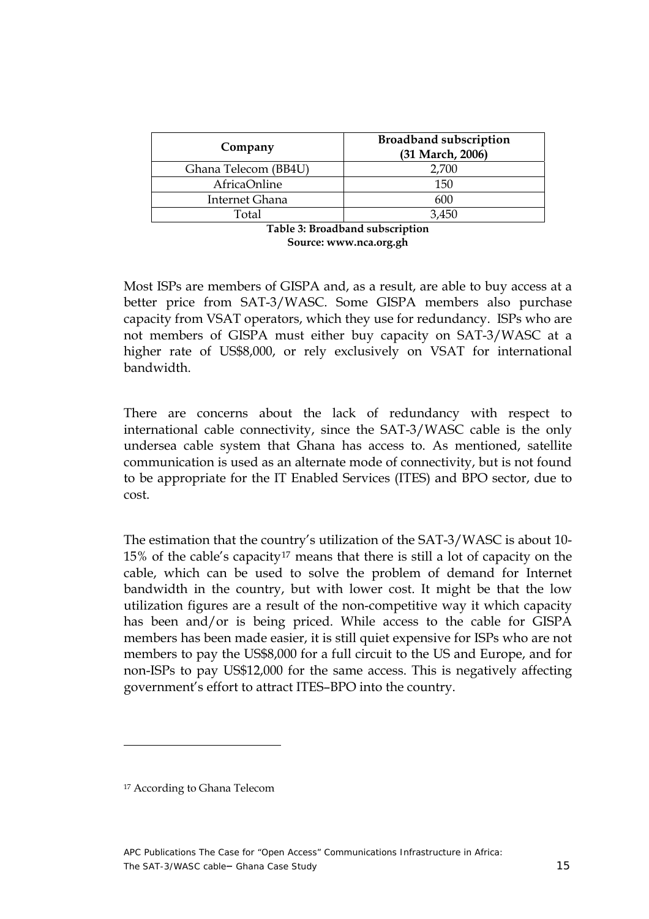| Company | Broadband subscription (31 March, 2006) |
|---|---|
| Ghana Telecom (BB4U) | 2,700 |
| AfricaOnline | 150 |
| Internet Ghana | 600 |
| Total | 3,450 |

**Table 3: Broadband subscription**
**Source: www.nca.org.gh**

Most ISPs are members of GISPA and, as a result, are able to buy access at a better price from SAT-3/WASC. Some GISPA members also purchase capacity from VSAT operators, which they use for redundancy. ISPs who are not members of GISPA must either buy capacity on SAT-3/WASC at a higher rate of US$8,000, or rely exclusively on VSAT for international bandwidth.

There are concerns about the lack of redundancy with respect to international cable connectivity, since the SAT-3/WASC cable is the only undersea cable system that Ghana has access to. As mentioned, satellite communication is used as an alternate mode of connectivity, but is not found to be appropriate for the IT Enabled Services (ITES) and BPO sector, due to cost.

The estimation that the country's utilization of the SAT-3/WASC is about 10-15% of the cable's capacity[17] means that there is still a lot of capacity on the cable, which can be used to solve the problem of demand for Internet bandwidth in the country, but with lower cost. It might be that the low utilization figures are a result of the non-competitive way it which capacity has been and/or is being priced. While access to the cable for GISPA members has been made easier, it is still quiet expensive for ISPs who are not members to pay the US$8,000 for a full circuit to the US and Europe, and for non-ISPs to pay US$12,000 for the same access. This is negatively affecting government's effort to attract ITES–BPO into the country.

[17] According to Ghana Telecom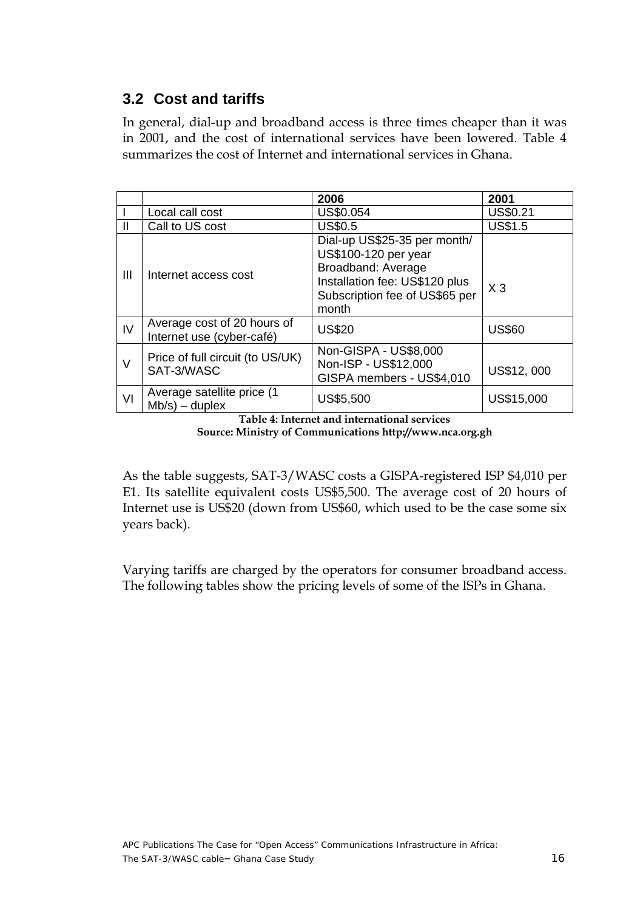## 3.2 Cost and tariffs

In general, dial-up and broadband access is three times cheaper than it was in 2001, and the cost of international services have been lowered. Table 4 summarizes the cost of Internet and international services in Ghana.

| | | 2006 | 2001 |
|---|---|---|---|
| I | Local call cost | US$0.054 | US$0.21 |
| II | Call to US cost | US$0.5 | US$1.5 |
| III | Internet access cost | Dial-up US$25-35 per month/ US$100-120 per year Broadband: Average Installation fee: US$120 plus Subscription fee of US$65 per month | X 3 |
| IV | Average cost of 20 hours of Internet use (cyber-café) | US$20 | US$60 |
| V | Price of full circuit (to US/UK) SAT-3/WASC | Non-GISPA - US$8,000 Non-ISP - US$12,000 GISPA members - US$4,010 | US$12, 000 |
| VI | Average satellite price (1 Mb/s) – duplex | US$5,500 | US$15,000 |

**Table 4: Internet and international services**
**Source: Ministry of Communications http://www.nca.org.gh**

As the table suggests, SAT-3/WASC costs a GISPA-registered ISP $4,010 per E1. Its satellite equivalent costs US$5,500. The average cost of 20 hours of Internet use is US$20 (down from US$60, which used to be the case some six years back).

Varying tariffs are charged by the operators for consumer broadband access. The following tables show the pricing levels of some of the ISPs in Ghana.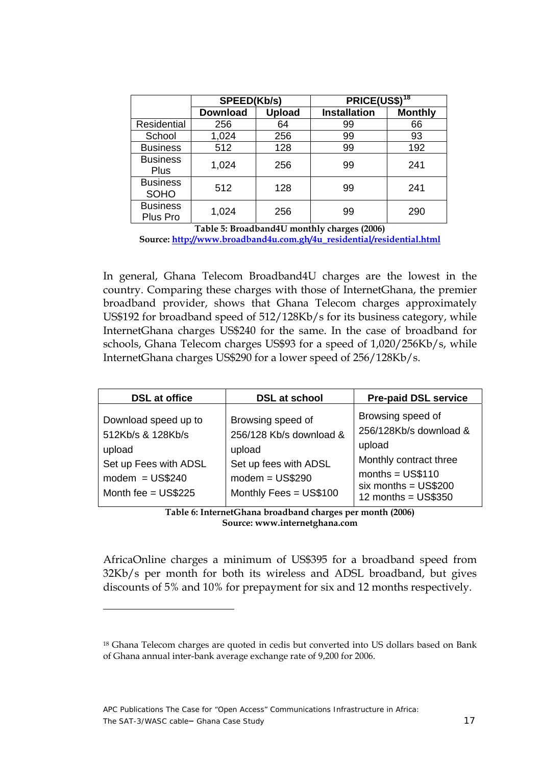| | SPEED(Kb/s) | | PRICE(US$)[18] | |
|---|---|---|---|---|
| | Download | Upload | Installation | Monthly |
| Residential | 256 | 64 | 99 | 66 |
| School | 1,024 | 256 | 99 | 93 |
| Business | 512 | 128 | 99 | 192 |
| Business Plus | 1,024 | 256 | 99 | 241 |
| Business SOHO | 512 | 128 | 99 | 241 |
| Business Plus Pro | 1,024 | 256 | 99 | 290 |

**Table 5: Broadband4U monthly charges (2006)**
**Source: http://www.broadband4u.com.gh/4u_residential/residential.html**

In general, Ghana Telecom Broadband4U charges are the lowest in the country. Comparing these charges with those of InternetGhana, the premier broadband provider, shows that Ghana Telecom charges approximately US$192 for broadband speed of 512/128Kb/s for its business category, while InternetGhana charges US$240 for the same. In the case of broadband for schools, Ghana Telecom charges US$93 for a speed of 1,020/256Kb/s, while InternetGhana charges US$290 for a lower speed of 256/128Kb/s.

| DSL at office | DSL at school | Pre-paid DSL service |
|---|---|---|
| Download speed up to 512Kb/s & 128Kb/s upload<br>Set up Fees with ADSL modem = US$240<br>Month fee = US$225 | Browsing speed of 256/128 Kb/s download & upload<br>Set up fees with ADSL modem = US$290<br>Monthly Fees = US$100 | Browsing speed of 256/128Kb/s download & upload<br>Monthly contract three months = US$110<br>six months = US$200<br>12 months = US$350 |

**Table 6: InternetGhana broadband charges per month (2006)**
**Source: www.internetghana.com**

AfricaOnline charges a minimum of US$395 for a broadband speed from 32Kb/s per month for both its wireless and ADSL broadband, but gives discounts of 5% and 10% for prepayment for six and 12 months respectively.

---

[18] Ghana Telecom charges are quoted in cedis but converted into US dollars based on Bank of Ghana annual inter-bank average exchange rate of 9,200 for 2006.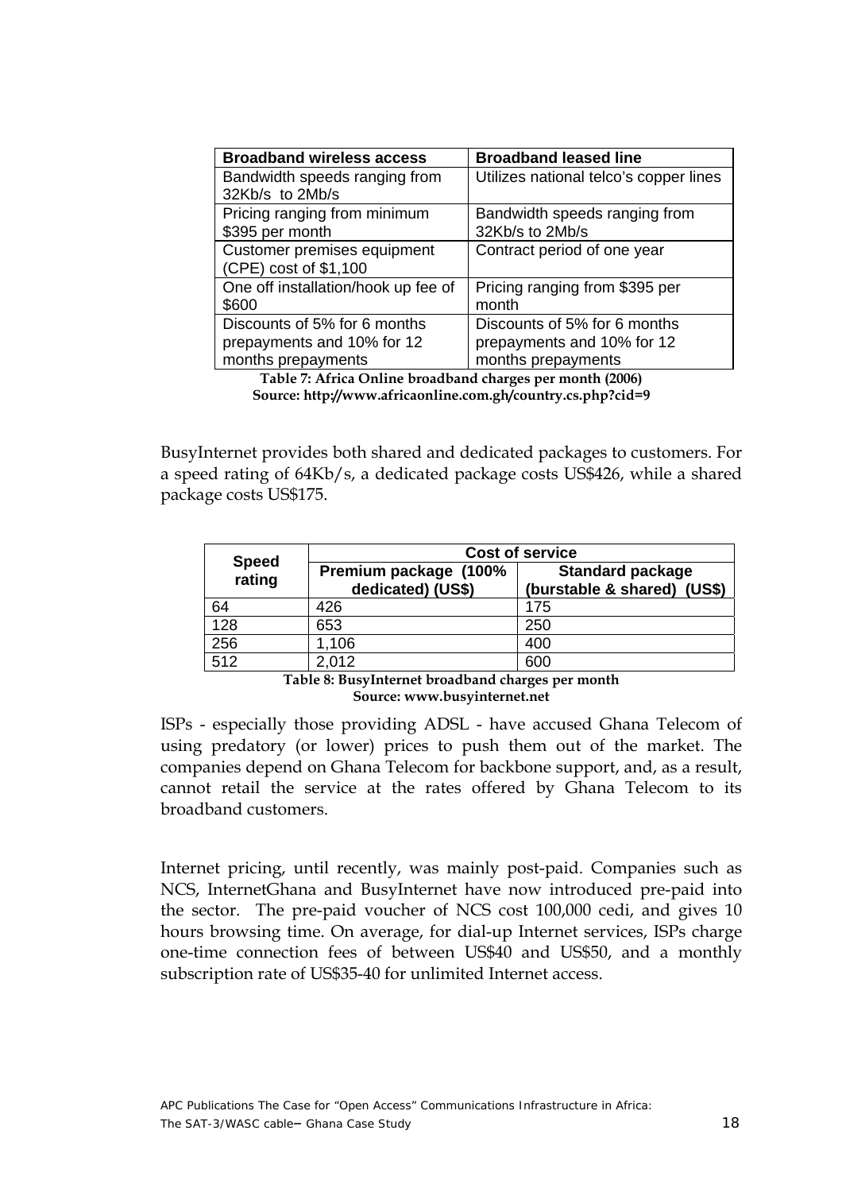| Broadband wireless access | Broadband leased line |
|---|---|
| Bandwidth speeds ranging from 32Kb/s to 2Mb/s | Utilizes national telco's copper lines |
| Pricing ranging from minimum $395 per month | Bandwidth speeds ranging from 32Kb/s to 2Mb/s |
| Customer premises equipment (CPE) cost of $1,100 | Contract period of one year |
| One off installation/hook up fee of $600 | Pricing ranging from $395 per month |
| Discounts of 5% for 6 months prepayments and 10% for 12 months prepayments | Discounts of 5% for 6 months prepayments and 10% for 12 months prepayments |

**Table 7: Africa Online broadband charges per month (2006)**
**Source: http://www.africaonline.com.gh/country.cs.php?cid=9**

BusyInternet provides both shared and dedicated packages to customers. For a speed rating of 64Kb/s, a dedicated package costs US$426, while a shared package costs US$175.

| Speed rating | Cost of service | |
|---|---|---|
| | Premium package (100% dedicated) (US$) | Standard package (burstable & shared) (US$) |
| 64 | 426 | 175 |
| 128 | 653 | 250 |
| 256 | 1,106 | 400 |
| 512 | 2,012 | 600 |

**Table 8: BusyInternet broadband charges per month**
**Source: www.busyinternet.net**

ISPs - especially those providing ADSL - have accused Ghana Telecom of using predatory (or lower) prices to push them out of the market. The companies depend on Ghana Telecom for backbone support, and, as a result, cannot retail the service at the rates offered by Ghana Telecom to its broadband customers.

Internet pricing, until recently, was mainly post-paid. Companies such as NCS, InternetGhana and BusyInternet have now introduced pre-paid into the sector. The pre-paid voucher of NCS cost 100,000 cedi, and gives 10 hours browsing time. On average, for dial-up Internet services, ISPs charge one-time connection fees of between US$40 and US$50, and a monthly subscription rate of US$35-40 for unlimited Internet access.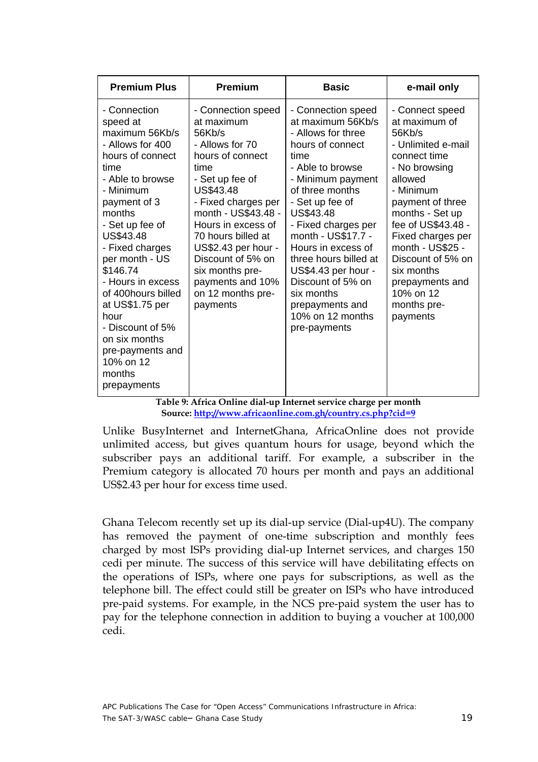| Premium Plus | Premium | Basic | e-mail only |
|---|---|---|---|
| - Connection speed at maximum 56Kb/s<br>- Allows for 400 hours of connect time<br>- Able to browse<br>- Minimum payment of 3 months<br>- Set up fee of US$43.48<br>- Fixed charges per month - US $146.74<br>- Hours in excess of 400hours billed at US$1.75 per hour<br>- Discount of 5% on six months pre-payments and 10% on 12 months prepayments | - Connection speed at maximum 56Kb/s<br>- Allows for 70 hours of connect time<br>- Set up fee of US$43.48<br>- Fixed charges per month - US$43.48 - Hours in excess of 70 hours billed at US$2.43 per hour - Discount of 5% on six months pre-payments and 10% on 12 months pre-payments | - Connection speed at maximum 56Kb/s<br>- Allows for three hours of connect time<br>- Able to browse<br>- Minimum payment of three months<br>- Set up fee of US$43.48<br>- Fixed charges per month - US$17.7 - Hours in excess of three hours billed at US$4.43 per hour - Discount of 5% on six months prepayments and 10% on 12 months pre-payments | - Connect speed at maximum of 56Kb/s<br>- Unlimited e-mail connect time<br>- No browsing allowed<br>- Minimum payment of three months - Set up fee of US$43.48 - Fixed charges per month - US$25 - Discount of 5% on six months prepayments and 10% on 12 months pre-payments |

**Table 9: Africa Online dial-up Internet service charge per month**
**Source: http://www.africaonline.com.gh/country.cs.php?cid=9**

Unlike BusyInternet and InternetGhana, AfricaOnline does not provide unlimited access, but gives quantum hours for usage, beyond which the subscriber pays an additional tariff. For example, a subscriber in the Premium category is allocated 70 hours per month and pays an additional US$2.43 per hour for excess time used.

Ghana Telecom recently set up its dial-up service (Dial-up4U). The company has removed the payment of one-time subscription and monthly fees charged by most ISPs providing dial-up Internet services, and charges 150 cedi per minute. The success of this service will have debilitating effects on the operations of ISPs, where one pays for subscriptions, as well as the telephone bill. The effect could still be greater on ISPs who have introduced pre-paid systems. For example, in the NCS pre-paid system the user has to pay for the telephone connection in addition to buying a voucher at 100,000 cedi.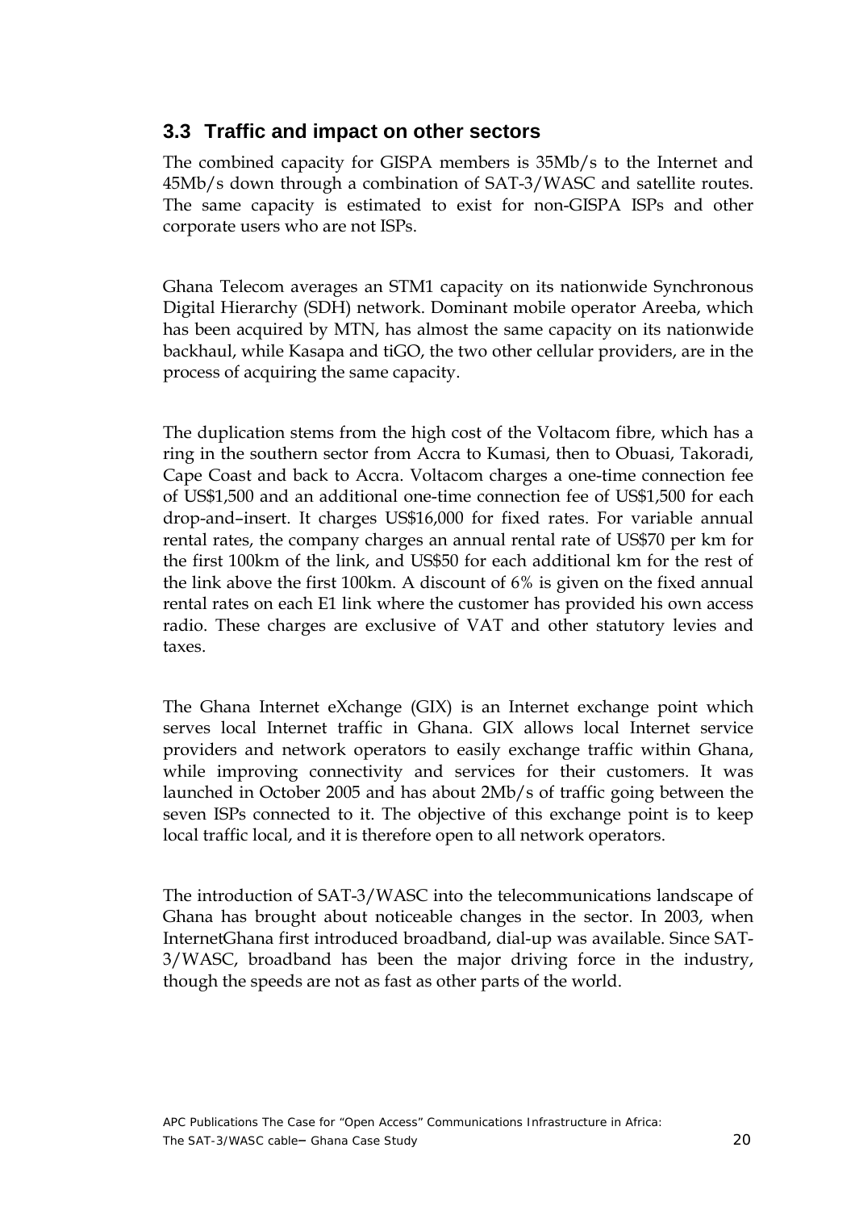## 3.3 Traffic and impact on other sectors

The combined capacity for GISPA members is 35Mb/s to the Internet and 45Mb/s down through a combination of SAT-3/WASC and satellite routes. The same capacity is estimated to exist for non-GISPA ISPs and other corporate users who are not ISPs.

Ghana Telecom averages an STM1 capacity on its nationwide Synchronous Digital Hierarchy (SDH) network. Dominant mobile operator Areeba, which has been acquired by MTN, has almost the same capacity on its nationwide backhaul, while Kasapa and tiGO, the two other cellular providers, are in the process of acquiring the same capacity.

The duplication stems from the high cost of the Voltacom fibre, which has a ring in the southern sector from Accra to Kumasi, then to Obuasi, Takoradi, Cape Coast and back to Accra. Voltacom charges a one-time connection fee of US$1,500 and an additional one-time connection fee of US$1,500 for each drop-and–insert. It charges US$16,000 for fixed rates. For variable annual rental rates, the company charges an annual rental rate of US$70 per km for the first 100km of the link, and US$50 for each additional km for the rest of the link above the first 100km. A discount of 6% is given on the fixed annual rental rates on each E1 link where the customer has provided his own access radio. These charges are exclusive of VAT and other statutory levies and taxes.

The Ghana Internet eXchange (GIX) is an Internet exchange point which serves local Internet traffic in Ghana. GIX allows local Internet service providers and network operators to easily exchange traffic within Ghana, while improving connectivity and services for their customers. It was launched in October 2005 and has about 2Mb/s of traffic going between the seven ISPs connected to it. The objective of this exchange point is to keep local traffic local, and it is therefore open to all network operators.

The introduction of SAT-3/WASC into the telecommunications landscape of Ghana has brought about noticeable changes in the sector. In 2003, when InternetGhana first introduced broadband, dial-up was available. Since SAT-3/WASC, broadband has been the major driving force in the industry, though the speeds are not as fast as other parts of the world.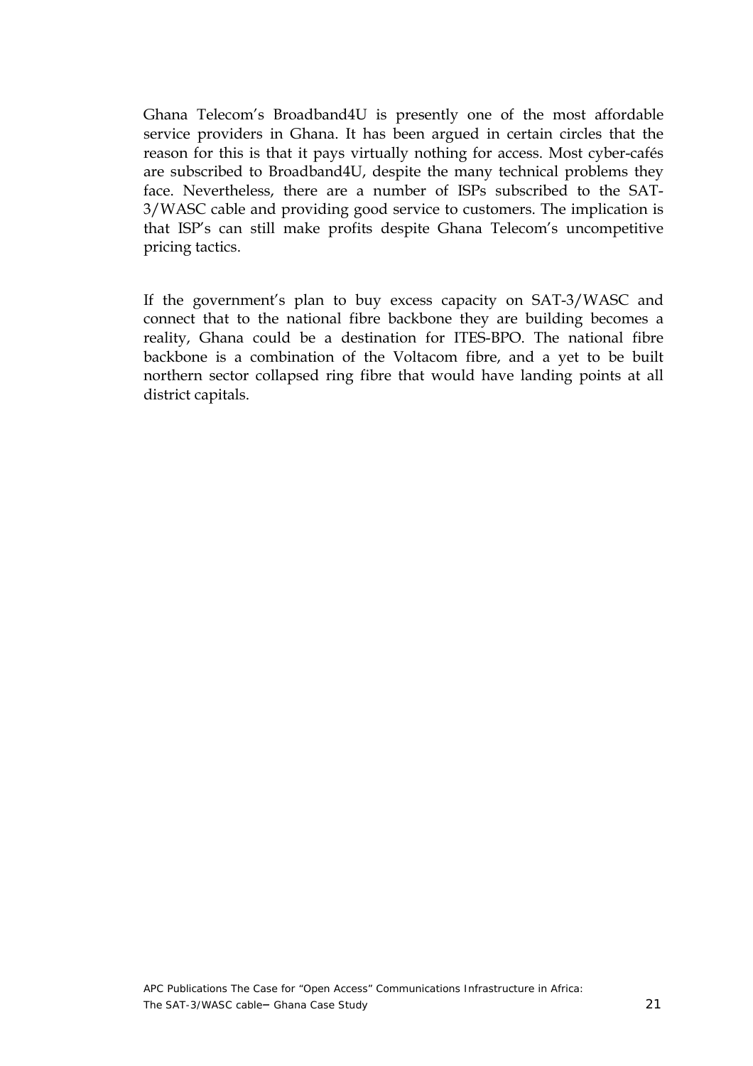Ghana Telecom's Broadband4U is presently one of the most affordable service providers in Ghana. It has been argued in certain circles that the reason for this is that it pays virtually nothing for access. Most cyber-cafés are subscribed to Broadband4U, despite the many technical problems they face. Nevertheless, there are a number of ISPs subscribed to the SAT-3/WASC cable and providing good service to customers. The implication is that ISP's can still make profits despite Ghana Telecom's uncompetitive pricing tactics.

If the government's plan to buy excess capacity on SAT-3/WASC and connect that to the national fibre backbone they are building becomes a reality, Ghana could be a destination for ITES-BPO. The national fibre backbone is a combination of the Voltacom fibre, and a yet to be built northern sector collapsed ring fibre that would have landing points at all district capitals.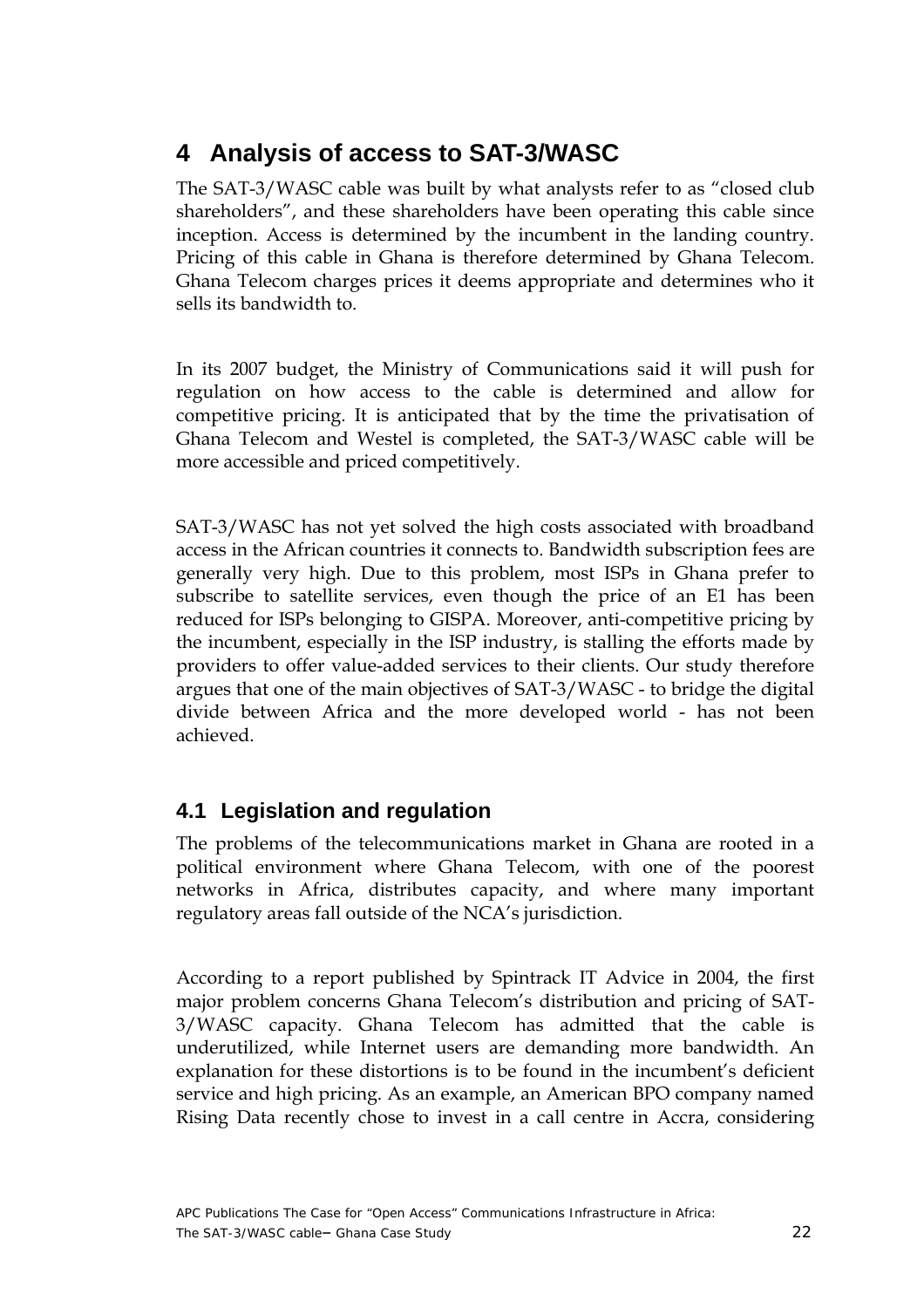# 4 Analysis of access to SAT-3/WASC

The SAT-3/WASC cable was built by what analysts refer to as "closed club shareholders", and these shareholders have been operating this cable since inception. Access is determined by the incumbent in the landing country. Pricing of this cable in Ghana is therefore determined by Ghana Telecom. Ghana Telecom charges prices it deems appropriate and determines who it sells its bandwidth to.

In its 2007 budget, the Ministry of Communications said it will push for regulation on how access to the cable is determined and allow for competitive pricing. It is anticipated that by the time the privatisation of Ghana Telecom and Westel is completed, the SAT-3/WASC cable will be more accessible and priced competitively.

SAT-3/WASC has not yet solved the high costs associated with broadband access in the African countries it connects to. Bandwidth subscription fees are generally very high. Due to this problem, most ISPs in Ghana prefer to subscribe to satellite services, even though the price of an E1 has been reduced for ISPs belonging to GISPA. Moreover, anti-competitive pricing by the incumbent, especially in the ISP industry, is stalling the efforts made by providers to offer value-added services to their clients. Our study therefore argues that one of the main objectives of SAT-3/WASC - to bridge the digital divide between Africa and the more developed world - has not been achieved.

## 4.1 Legislation and regulation

The problems of the telecommunications market in Ghana are rooted in a political environment where Ghana Telecom, with one of the poorest networks in Africa, distributes capacity, and where many important regulatory areas fall outside of the NCA's jurisdiction.

According to a report published by Spintrack IT Advice in 2004, the first major problem concerns Ghana Telecom's distribution and pricing of SAT-3/WASC capacity. Ghana Telecom has admitted that the cable is underutilized, while Internet users are demanding more bandwidth. An explanation for these distortions is to be found in the incumbent's deficient service and high pricing. As an example, an American BPO company named Rising Data recently chose to invest in a call centre in Accra, considering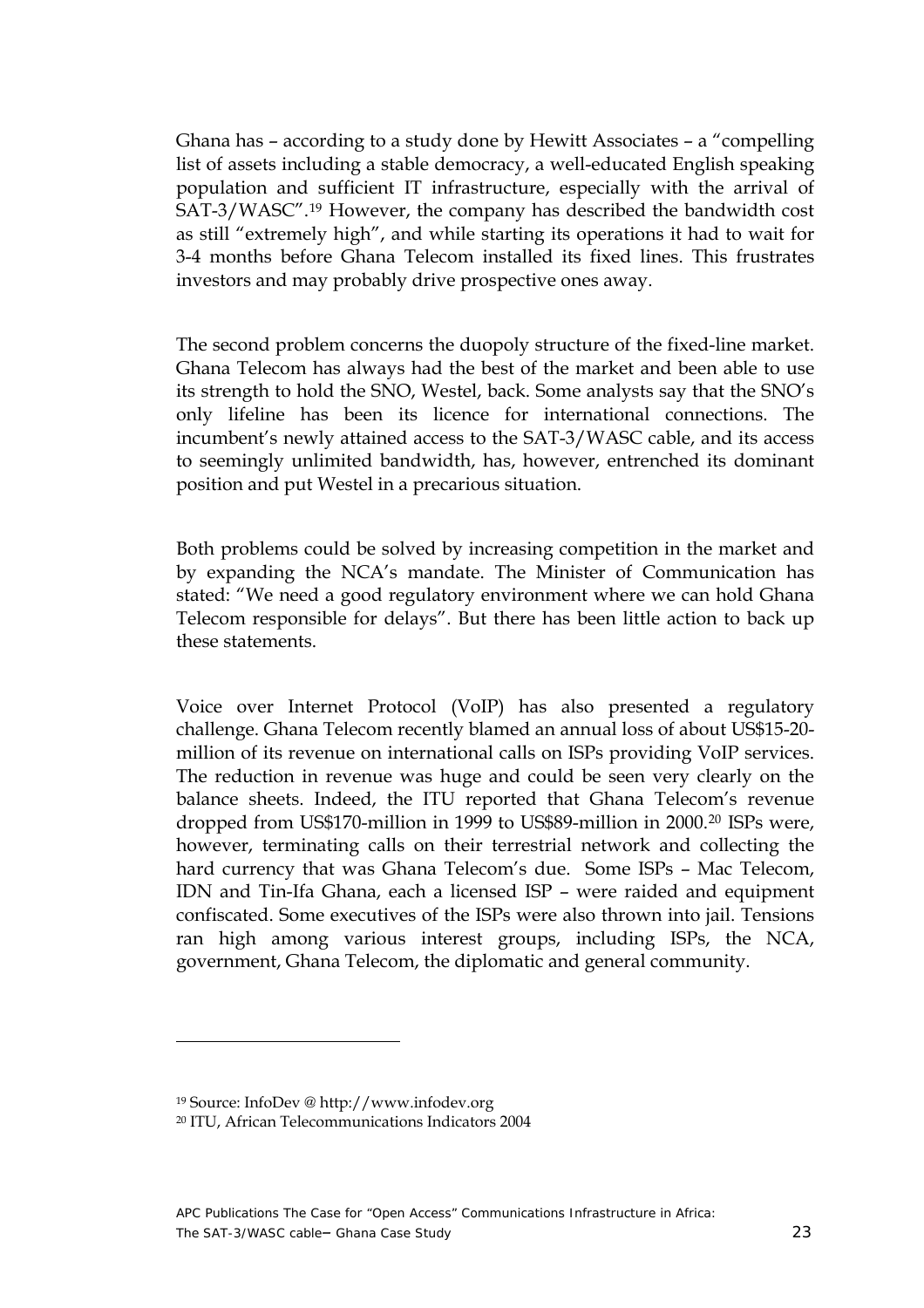Ghana has – according to a study done by Hewitt Associates – a "compelling list of assets including a stable democracy, a well-educated English speaking population and sufficient IT infrastructure, especially with the arrival of SAT-3/WASC".[19] However, the company has described the bandwidth cost as still "extremely high", and while starting its operations it had to wait for 3-4 months before Ghana Telecom installed its fixed lines. This frustrates investors and may probably drive prospective ones away.

The second problem concerns the duopoly structure of the fixed-line market. Ghana Telecom has always had the best of the market and been able to use its strength to hold the SNO, Westel, back. Some analysts say that the SNO's only lifeline has been its licence for international connections. The incumbent's newly attained access to the SAT-3/WASC cable, and its access to seemingly unlimited bandwidth, has, however, entrenched its dominant position and put Westel in a precarious situation.

Both problems could be solved by increasing competition in the market and by expanding the NCA's mandate. The Minister of Communication has stated: "We need a good regulatory environment where we can hold Ghana Telecom responsible for delays". But there has been little action to back up these statements.

Voice over Internet Protocol (VoIP) has also presented a regulatory challenge. Ghana Telecom recently blamed an annual loss of about US$15-20-million of its revenue on international calls on ISPs providing VoIP services. The reduction in revenue was huge and could be seen very clearly on the balance sheets. Indeed, the ITU reported that Ghana Telecom's revenue dropped from US$170-million in 1999 to US$89-million in 2000.[20] ISPs were, however, terminating calls on their terrestrial network and collecting the hard currency that was Ghana Telecom's due. Some ISPs – Mac Telecom, IDN and Tin-Ifa Ghana, each a licensed ISP – were raided and equipment confiscated. Some executives of the ISPs were also thrown into jail. Tensions ran high among various interest groups, including ISPs, the NCA, government, Ghana Telecom, the diplomatic and general community.

---

[19] Source: InfoDev @ http://www.infodev.org

[20] ITU, African Telecommunications Indicators 2004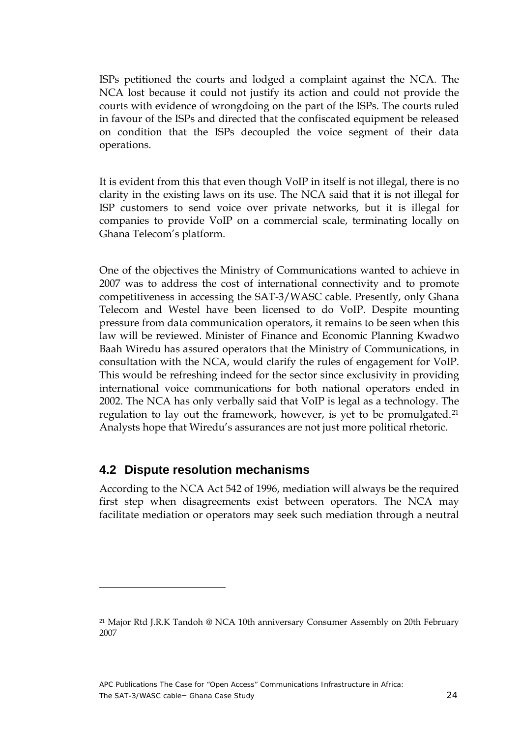ISPs petitioned the courts and lodged a complaint against the NCA. The NCA lost because it could not justify its action and could not provide the courts with evidence of wrongdoing on the part of the ISPs. The courts ruled in favour of the ISPs and directed that the confiscated equipment be released on condition that the ISPs decoupled the voice segment of their data operations.

It is evident from this that even though VoIP in itself is not illegal, there is no clarity in the existing laws on its use. The NCA said that it is not illegal for ISP customers to send voice over private networks, but it is illegal for companies to provide VoIP on a commercial scale, terminating locally on Ghana Telecom's platform.

One of the objectives the Ministry of Communications wanted to achieve in 2007 was to address the cost of international connectivity and to promote competitiveness in accessing the SAT-3/WASC cable. Presently, only Ghana Telecom and Westel have been licensed to do VoIP. Despite mounting pressure from data communication operators, it remains to be seen when this law will be reviewed. Minister of Finance and Economic Planning Kwadwo Baah Wiredu has assured operators that the Ministry of Communications, in consultation with the NCA, would clarify the rules of engagement for VoIP. This would be refreshing indeed for the sector since exclusivity in providing international voice communications for both national operators ended in 2002. The NCA has only verbally said that VoIP is legal as a technology. The regulation to lay out the framework, however, is yet to be promulgated.[21] Analysts hope that Wiredu's assurances are not just more political rhetoric.

## 4.2 Dispute resolution mechanisms

According to the NCA Act 542 of 1996, mediation will always be the required first step when disagreements exist between operators. The NCA may facilitate mediation or operators may seek such mediation through a neutral

[21] Major Rtd J.R.K Tandoh @ NCA 10th anniversary Consumer Assembly on 20th February 2007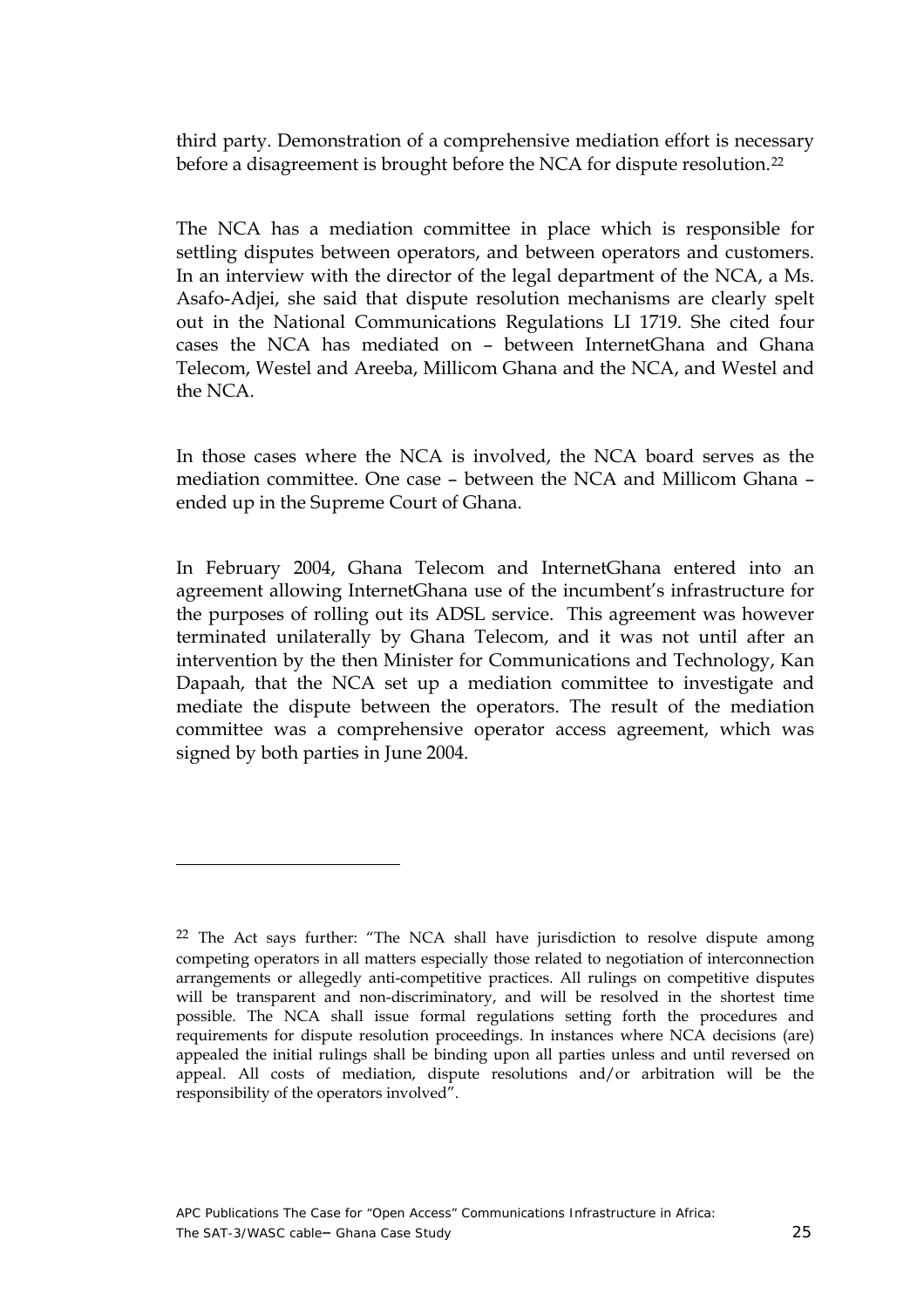third party. Demonstration of a comprehensive mediation effort is necessary before a disagreement is brought before the NCA for dispute resolution.[22]

The NCA has a mediation committee in place which is responsible for settling disputes between operators, and between operators and customers. In an interview with the director of the legal department of the NCA, a Ms. Asafo-Adjei, she said that dispute resolution mechanisms are clearly spelt out in the National Communications Regulations LI 1719. She cited four cases the NCA has mediated on – between InternetGhana and Ghana Telecom, Westel and Areeba, Millicom Ghana and the NCA, and Westel and the NCA.

In those cases where the NCA is involved, the NCA board serves as the mediation committee. One case – between the NCA and Millicom Ghana – ended up in the Supreme Court of Ghana.

In February 2004, Ghana Telecom and InternetGhana entered into an agreement allowing InternetGhana use of the incumbent's infrastructure for the purposes of rolling out its ADSL service. This agreement was however terminated unilaterally by Ghana Telecom, and it was not until after an intervention by the then Minister for Communications and Technology, Kan Dapaah, that the NCA set up a mediation committee to investigate and mediate the dispute between the operators. The result of the mediation committee was a comprehensive operator access agreement, which was signed by both parties in June 2004.

---

[22] The Act says further: "The NCA shall have jurisdiction to resolve dispute among competing operators in all matters especially those related to negotiation of interconnection arrangements or allegedly anti-competitive practices. All rulings on competitive disputes will be transparent and non-discriminatory, and will be resolved in the shortest time possible. The NCA shall issue formal regulations setting forth the procedures and requirements for dispute resolution proceedings. In instances where NCA decisions (are) appealed the initial rulings shall be binding upon all parties unless and until reversed on appeal. All costs of mediation, dispute resolutions and/or arbitration will be the responsibility of the operators involved".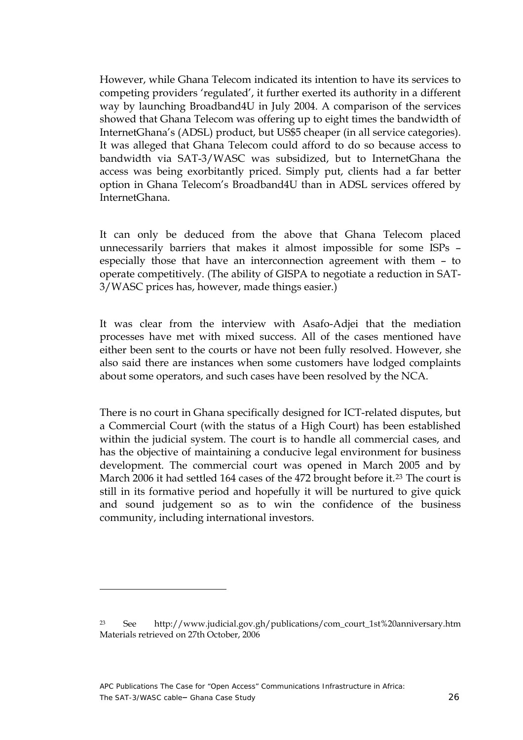However, while Ghana Telecom indicated its intention to have its services to competing providers 'regulated', it further exerted its authority in a different way by launching Broadband4U in July 2004. A comparison of the services showed that Ghana Telecom was offering up to eight times the bandwidth of InternetGhana's (ADSL) product, but US$5 cheaper (in all service categories). It was alleged that Ghana Telecom could afford to do so because access to bandwidth via SAT-3/WASC was subsidized, but to InternetGhana the access was being exorbitantly priced. Simply put, clients had a far better option in Ghana Telecom's Broadband4U than in ADSL services offered by InternetGhana.

It can only be deduced from the above that Ghana Telecom placed unnecessarily barriers that makes it almost impossible for some ISPs – especially those that have an interconnection agreement with them – to operate competitively. (The ability of GISPA to negotiate a reduction in SAT-3/WASC prices has, however, made things easier.)

It was clear from the interview with Asafo-Adjei that the mediation processes have met with mixed success. All of the cases mentioned have either been sent to the courts or have not been fully resolved. However, she also said there are instances when some customers have lodged complaints about some operators, and such cases have been resolved by the NCA.

There is no court in Ghana specifically designed for ICT-related disputes, but a Commercial Court (with the status of a High Court) has been established within the judicial system. The court is to handle all commercial cases, and has the objective of maintaining a conducive legal environment for business development. The commercial court was opened in March 2005 and by March 2006 it had settled 164 cases of the 472 brought before it.[23] The court is still in its formative period and hopefully it will be nurtured to give quick and sound judgement so as to win the confidence of the business community, including international investors.

---

[23] See http://www.judicial.gov.gh/publications/com_court_1st%20anniversary.htm Materials retrieved on 27th October, 2006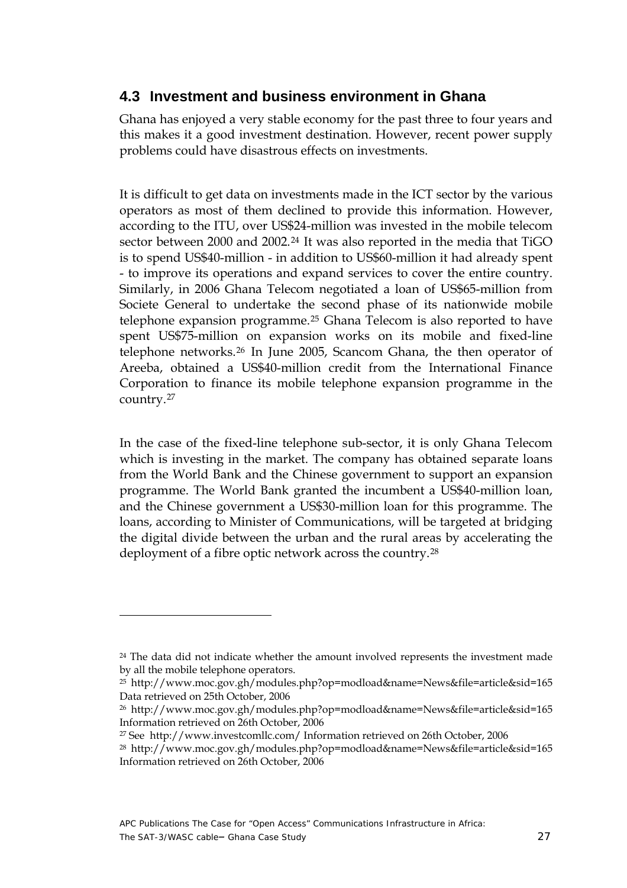## 4.3 Investment and business environment in Ghana

Ghana has enjoyed a very stable economy for the past three to four years and this makes it a good investment destination. However, recent power supply problems could have disastrous effects on investments.

It is difficult to get data on investments made in the ICT sector by the various operators as most of them declined to provide this information. However, according to the ITU, over US$24-million was invested in the mobile telecom sector between 2000 and 2002.[24] It was also reported in the media that TiGO is to spend US$40-million - in addition to US$60-million it had already spent - to improve its operations and expand services to cover the entire country. Similarly, in 2006 Ghana Telecom negotiated a loan of US$65-million from Societe General to undertake the second phase of its nationwide mobile telephone expansion programme.[25] Ghana Telecom is also reported to have spent US$75-million on expansion works on its mobile and fixed-line telephone networks.[26] In June 2005, Scancom Ghana, the then operator of Areeba, obtained a US$40-million credit from the International Finance Corporation to finance its mobile telephone expansion programme in the country.[27]

In the case of the fixed-line telephone sub-sector, it is only Ghana Telecom which is investing in the market. The company has obtained separate loans from the World Bank and the Chinese government to support an expansion programme. The World Bank granted the incumbent a US$40-million loan, and the Chinese government a US$30-million loan for this programme. The loans, according to Minister of Communications, will be targeted at bridging the digital divide between the urban and the rural areas by accelerating the deployment of a fibre optic network across the country.[28]

---

[24] The data did not indicate whether the amount involved represents the investment made by all the mobile telephone operators.

[25] http://www.moc.gov.gh/modules.php?op=modload&name=News&file=article&sid=165 Data retrieved on 25th October, 2006

[26] http://www.moc.gov.gh/modules.php?op=modload&name=News&file=article&sid=165 Information retrieved on 26th October, 2006

[27] See http://www.investcomllc.com/ Information retrieved on 26th October, 2006

[28] http://www.moc.gov.gh/modules.php?op=modload&name=News&file=article&sid=165 Information retrieved on 26th October, 2006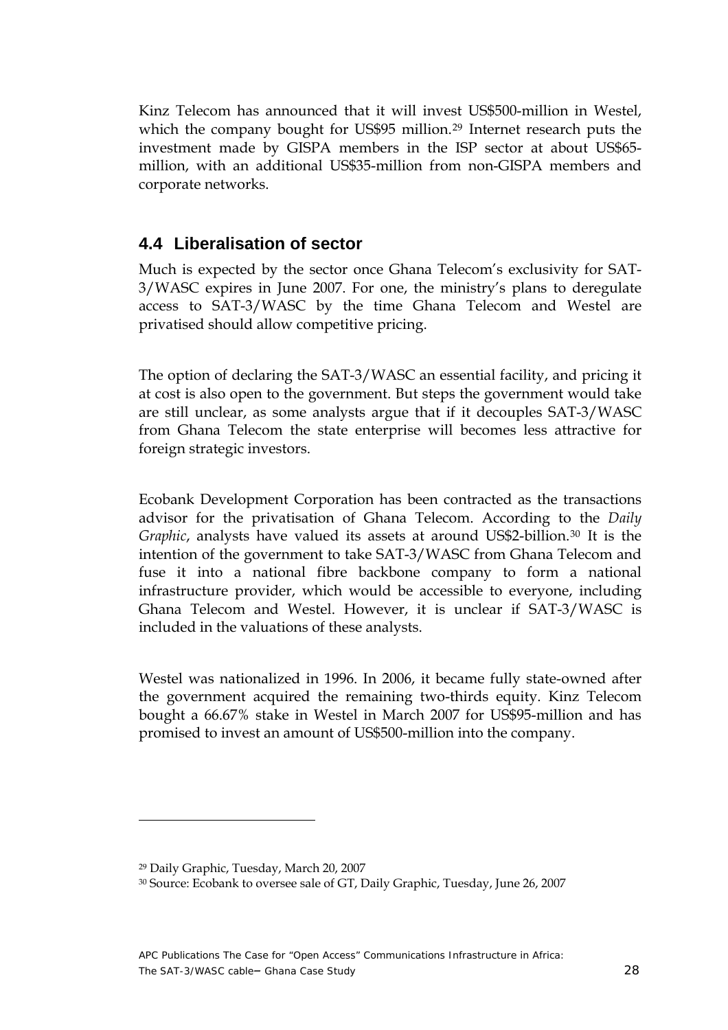Kinz Telecom has announced that it will invest US$500-million in Westel, which the company bought for US$95 million.[29] Internet research puts the investment made by GISPA members in the ISP sector at about US$65-million, with an additional US$35-million from non-GISPA members and corporate networks.

## 4.4 Liberalisation of sector

Much is expected by the sector once Ghana Telecom's exclusivity for SAT-3/WASC expires in June 2007. For one, the ministry's plans to deregulate access to SAT-3/WASC by the time Ghana Telecom and Westel are privatised should allow competitive pricing.

The option of declaring the SAT-3/WASC an essential facility, and pricing it at cost is also open to the government. But steps the government would take are still unclear, as some analysts argue that if it decouples SAT-3/WASC from Ghana Telecom the state enterprise will becomes less attractive for foreign strategic investors.

Ecobank Development Corporation has been contracted as the transactions advisor for the privatisation of Ghana Telecom. According to the *Daily Graphic*, analysts have valued its assets at around US$2-billion.[30] It is the intention of the government to take SAT-3/WASC from Ghana Telecom and fuse it into a national fibre backbone company to form a national infrastructure provider, which would be accessible to everyone, including Ghana Telecom and Westel. However, it is unclear if SAT-3/WASC is included in the valuations of these analysts.

Westel was nationalized in 1996. In 2006, it became fully state-owned after the government acquired the remaining two-thirds equity. Kinz Telecom bought a 66.67% stake in Westel in March 2007 for US$95-million and has promised to invest an amount of US$500-million into the company.

---

[29] Daily Graphic, Tuesday, March 20, 2007

[30] Source: Ecobank to oversee sale of GT, Daily Graphic, Tuesday, June 26, 2007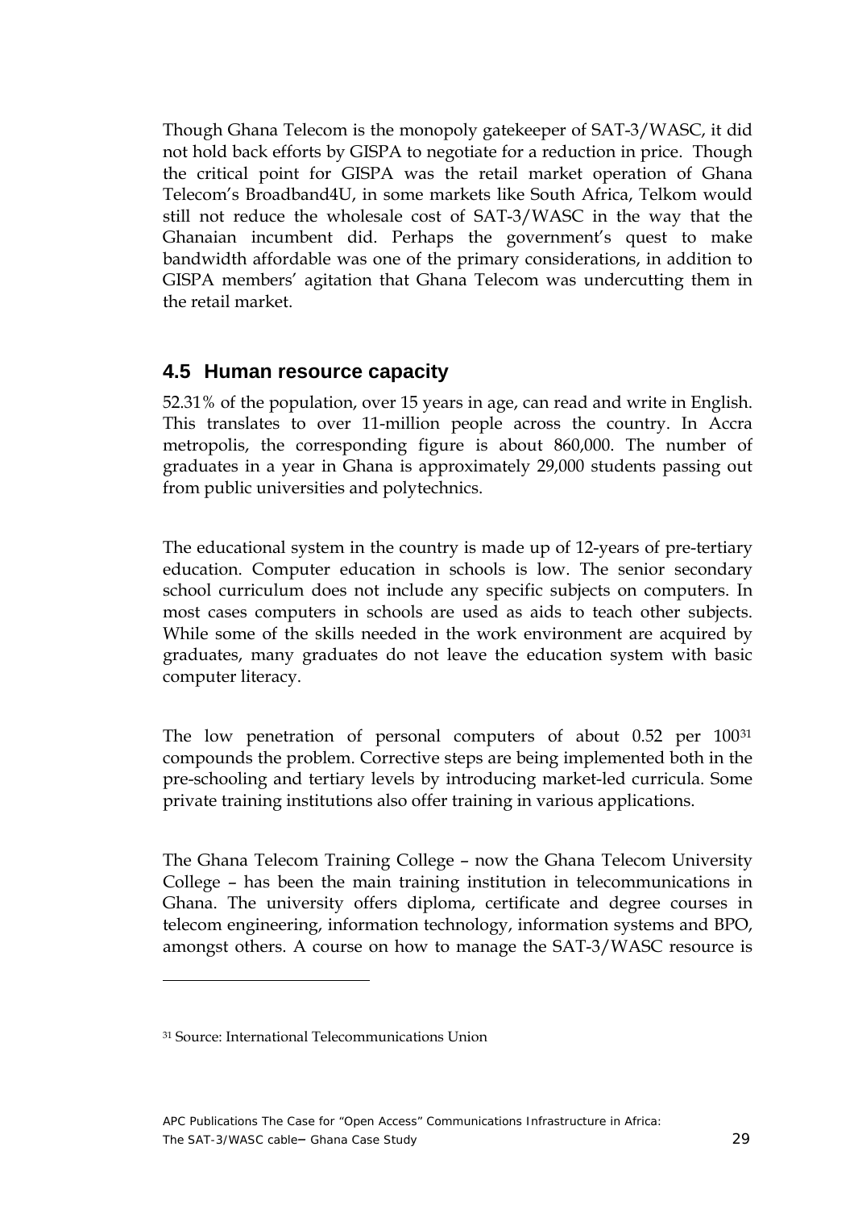Though Ghana Telecom is the monopoly gatekeeper of SAT-3/WASC, it did not hold back efforts by GISPA to negotiate for a reduction in price. Though the critical point for GISPA was the retail market operation of Ghana Telecom's Broadband4U, in some markets like South Africa, Telkom would still not reduce the wholesale cost of SAT-3/WASC in the way that the Ghanaian incumbent did. Perhaps the government's quest to make bandwidth affordable was one of the primary considerations, in addition to GISPA members' agitation that Ghana Telecom was undercutting them in the retail market.

## 4.5 Human resource capacity

52.31% of the population, over 15 years in age, can read and write in English. This translates to over 11-million people across the country. In Accra metropolis, the corresponding figure is about 860,000. The number of graduates in a year in Ghana is approximately 29,000 students passing out from public universities and polytechnics.

The educational system in the country is made up of 12-years of pre-tertiary education. Computer education in schools is low. The senior secondary school curriculum does not include any specific subjects on computers. In most cases computers in schools are used as aids to teach other subjects. While some of the skills needed in the work environment are acquired by graduates, many graduates do not leave the education system with basic computer literacy.

The low penetration of personal computers of about 0.52 per 100[31] compounds the problem. Corrective steps are being implemented both in the pre-schooling and tertiary levels by introducing market-led curricula. Some private training institutions also offer training in various applications.

The Ghana Telecom Training College – now the Ghana Telecom University College – has been the main training institution in telecommunications in Ghana. The university offers diploma, certificate and degree courses in telecom engineering, information technology, information systems and BPO, amongst others. A course on how to manage the SAT-3/WASC resource is

[31] Source: International Telecommunications Union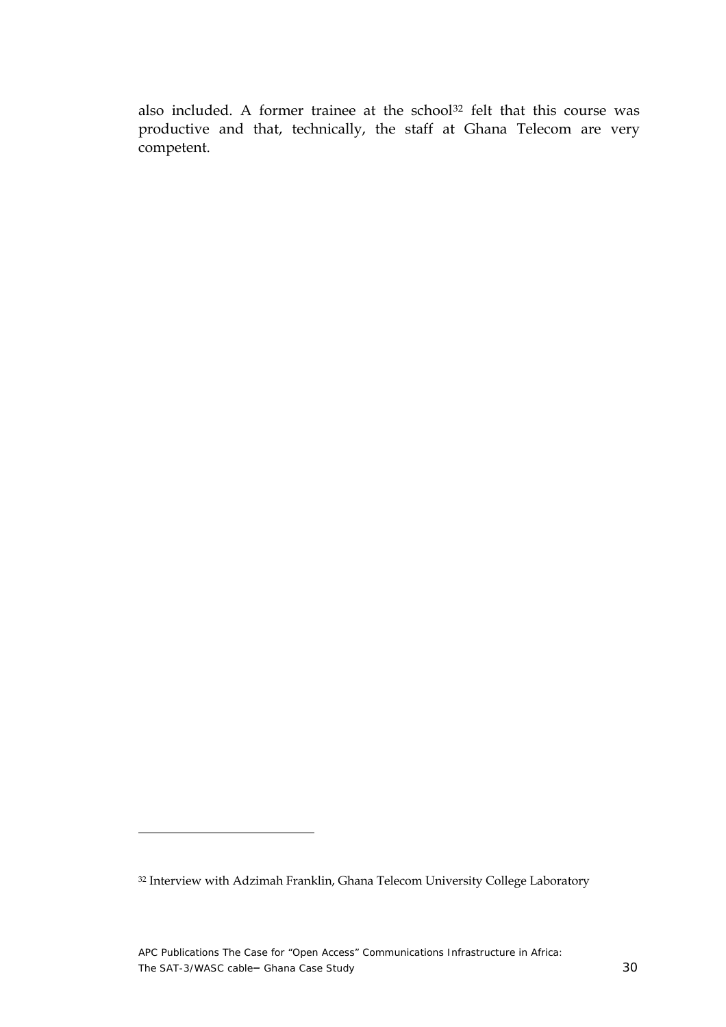also included. A former trainee at the school[32] felt that this course was productive and that, technically, the staff at Ghana Telecom are very competent.

---

[32] Interview with Adzimah Franklin, Ghana Telecom University College Laboratory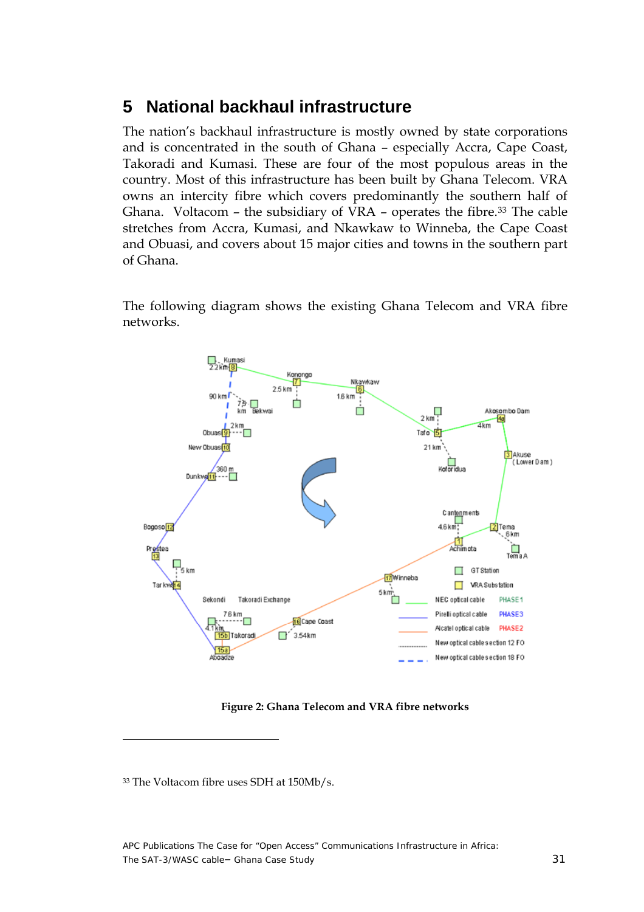# 5 National backhaul infrastructure

The nation's backhaul infrastructure is mostly owned by state corporations and is concentrated in the south of Ghana – especially Accra, Cape Coast, Takoradi and Kumasi. These are four of the most populous areas in the country. Most of this infrastructure has been built by Ghana Telecom. VRA owns an intercity fibre which covers predominantly the southern half of Ghana. Voltacom – the subsidiary of VRA – operates the fibre.[33] The cable stretches from Accra, Kumasi, and Nkawkaw to Winneba, the Cape Coast and Obuasi, and covers about 15 major cities and towns in the southern part of Ghana.

The following diagram shows the existing Ghana Telecom and VRA fibre networks.

**Figure 2: Ghana Telecom and VRA fibre networks**

[33] The Voltacom fibre uses SDH at 150Mb/s.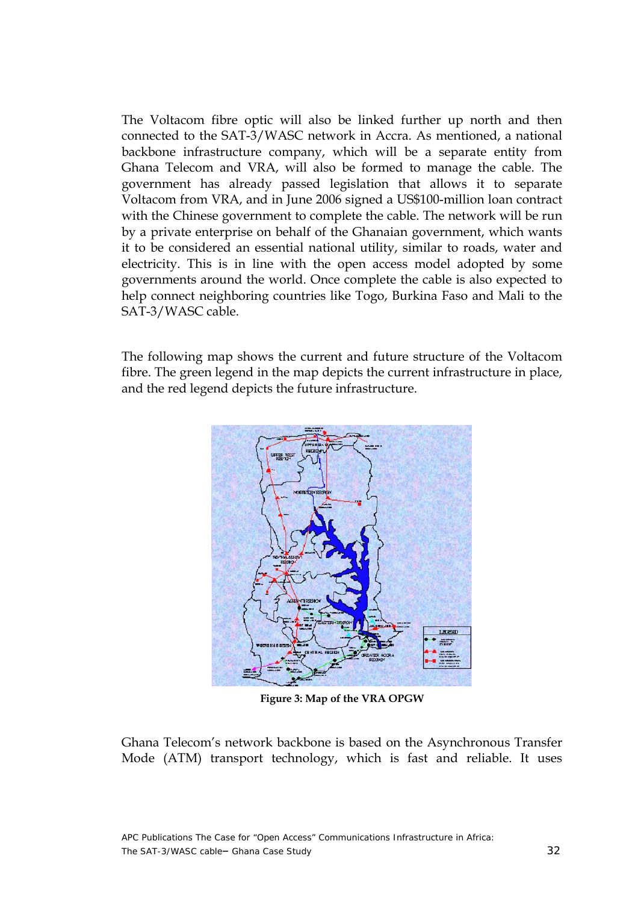The Voltacom fibre optic will also be linked further up north and then connected to the SAT-3/WASC network in Accra. As mentioned, a national backbone infrastructure company, which will be a separate entity from Ghana Telecom and VRA, will also be formed to manage the cable. The government has already passed legislation that allows it to separate Voltacom from VRA, and in June 2006 signed a US$100-million loan contract with the Chinese government to complete the cable. The network will be run by a private enterprise on behalf of the Ghanaian government, which wants it to be considered an essential national utility, similar to roads, water and electricity. This is in line with the open access model adopted by some governments around the world. Once complete the cable is also expected to help connect neighboring countries like Togo, Burkina Faso and Mali to the SAT-3/WASC cable.

The following map shows the current and future structure of the Voltacom fibre. The green legend in the map depicts the current infrastructure in place, and the red legend depicts the future infrastructure.

**Figure 3: Map of the VRA OPGW**

Ghana Telecom's network backbone is based on the Asynchronous Transfer Mode (ATM) transport technology, which is fast and reliable. It uses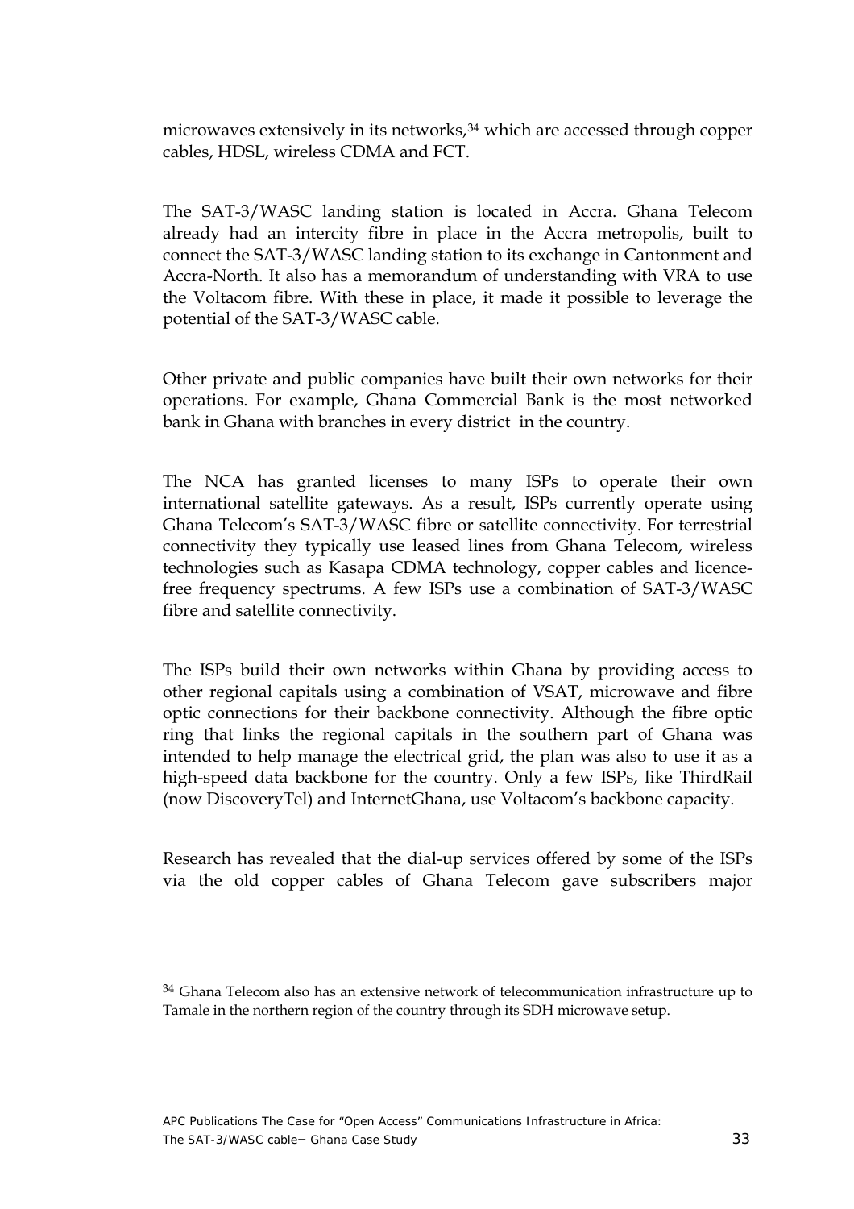microwaves extensively in its networks,[34] which are accessed through copper cables, HDSL, wireless CDMA and FCT.

The SAT-3/WASC landing station is located in Accra. Ghana Telecom already had an intercity fibre in place in the Accra metropolis, built to connect the SAT-3/WASC landing station to its exchange in Cantonment and Accra-North. It also has a memorandum of understanding with VRA to use the Voltacom fibre. With these in place, it made it possible to leverage the potential of the SAT-3/WASC cable.

Other private and public companies have built their own networks for their operations. For example, Ghana Commercial Bank is the most networked bank in Ghana with branches in every district in the country.

The NCA has granted licenses to many ISPs to operate their own international satellite gateways. As a result, ISPs currently operate using Ghana Telecom's SAT-3/WASC fibre or satellite connectivity. For terrestrial connectivity they typically use leased lines from Ghana Telecom, wireless technologies such as Kasapa CDMA technology, copper cables and licence-free frequency spectrums. A few ISPs use a combination of SAT-3/WASC fibre and satellite connectivity.

The ISPs build their own networks within Ghana by providing access to other regional capitals using a combination of VSAT, microwave and fibre optic connections for their backbone connectivity. Although the fibre optic ring that links the regional capitals in the southern part of Ghana was intended to help manage the electrical grid, the plan was also to use it as a high-speed data backbone for the country. Only a few ISPs, like ThirdRail (now DiscoveryTel) and InternetGhana, use Voltacom's backbone capacity.

Research has revealed that the dial-up services offered by some of the ISPs via the old copper cables of Ghana Telecom gave subscribers major

[34] Ghana Telecom also has an extensive network of telecommunication infrastructure up to Tamale in the northern region of the country through its SDH microwave setup.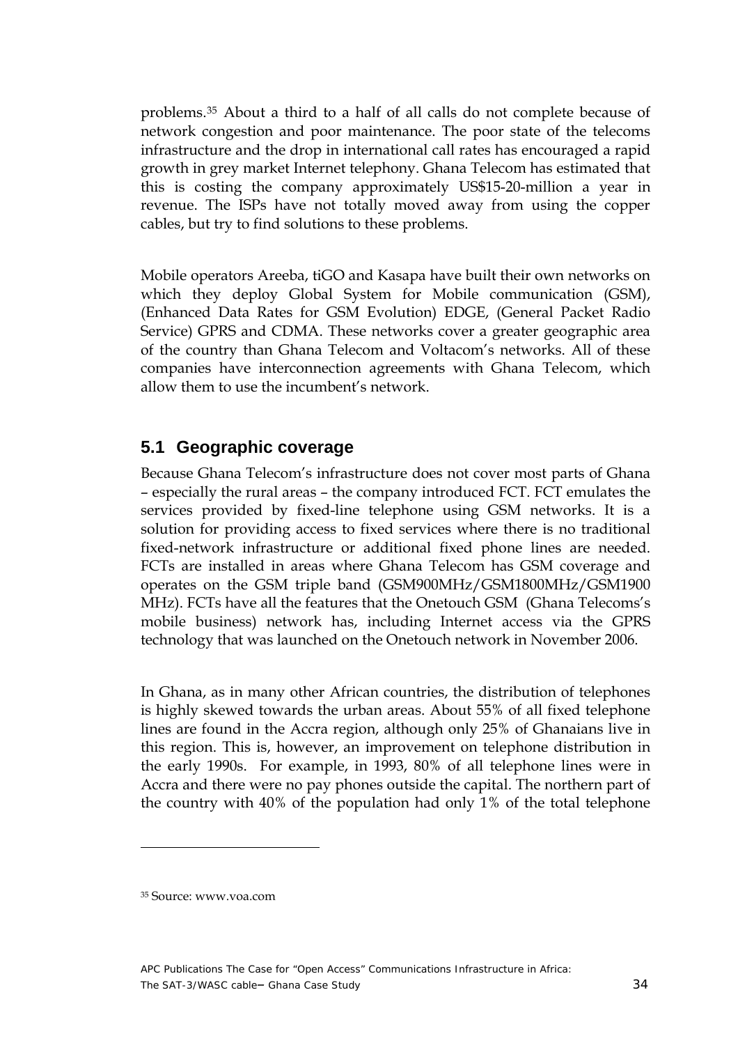problems.[35] About a third to a half of all calls do not complete because of network congestion and poor maintenance. The poor state of the telecoms infrastructure and the drop in international call rates has encouraged a rapid growth in grey market Internet telephony. Ghana Telecom has estimated that this is costing the company approximately US$15-20-million a year in revenue. The ISPs have not totally moved away from using the copper cables, but try to find solutions to these problems.

Mobile operators Areeba, tiGO and Kasapa have built their own networks on which they deploy Global System for Mobile communication (GSM), (Enhanced Data Rates for GSM Evolution) EDGE, (General Packet Radio Service) GPRS and CDMA. These networks cover a greater geographic area of the country than Ghana Telecom and Voltacom's networks. All of these companies have interconnection agreements with Ghana Telecom, which allow them to use the incumbent's network.

## 5.1 Geographic coverage

Because Ghana Telecom's infrastructure does not cover most parts of Ghana – especially the rural areas – the company introduced FCT. FCT emulates the services provided by fixed-line telephone using GSM networks. It is a solution for providing access to fixed services where there is no traditional fixed-network infrastructure or additional fixed phone lines are needed. FCTs are installed in areas where Ghana Telecom has GSM coverage and operates on the GSM triple band (GSM900MHz/GSM1800MHz/GSM1900 MHz). FCTs have all the features that the Onetouch GSM (Ghana Telecoms's mobile business) network has, including Internet access via the GPRS technology that was launched on the Onetouch network in November 2006.

In Ghana, as in many other African countries, the distribution of telephones is highly skewed towards the urban areas. About 55% of all fixed telephone lines are found in the Accra region, although only 25% of Ghanaians live in this region. This is, however, an improvement on telephone distribution in the early 1990s. For example, in 1993, 80% of all telephone lines were in Accra and there were no pay phones outside the capital. The northern part of the country with 40% of the population had only 1% of the total telephone

---

[35] Source: www.voa.com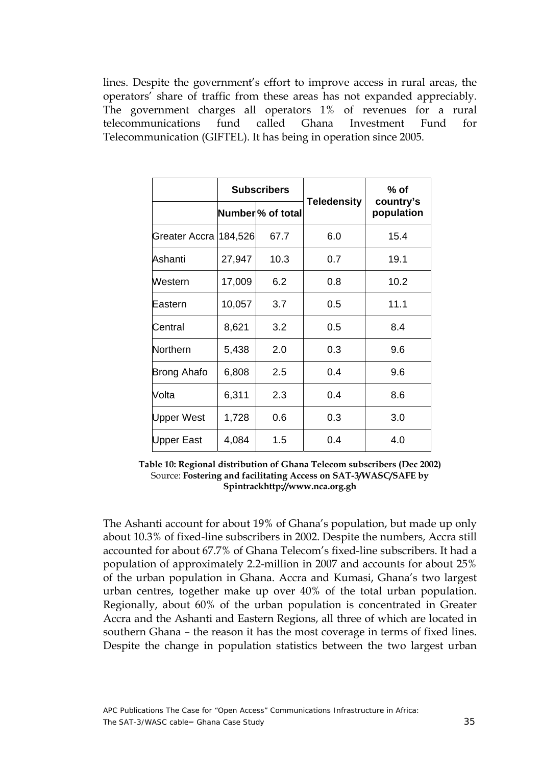lines. Despite the government's effort to improve access in rural areas, the operators' share of traffic from these areas has not expanded appreciably. The government charges all operators 1% of revenues for a rural telecommunications fund called Ghana Investment Fund for Telecommunication (GIFTEL). It has being in operation since 2005.

| | Subscribers | | Teledensity | % of country's population |
|---|---|---|---|---|
| | Number | % of total | | |
| Greater Accra | 184,526 | 67.7 | 6.0 | 15.4 |
| Ashanti | 27,947 | 10.3 | 0.7 | 19.1 |
| Western | 17,009 | 6.2 | 0.8 | 10.2 |
| Eastern | 10,057 | 3.7 | 0.5 | 11.1 |
| Central | 8,621 | 3.2 | 0.5 | 8.4 |
| Northern | 5,438 | 2.0 | 0.3 | 9.6 |
| Brong Ahafo | 6,808 | 2.5 | 0.4 | 9.6 |
| Volta | 6,311 | 2.3 | 0.4 | 8.6 |
| Upper West | 1,728 | 0.6 | 0.3 | 3.0 |
| Upper East | 4,084 | 1.5 | 0.4 | 4.0 |

**Table 10: Regional distribution of Ghana Telecom subscribers (Dec 2002)**
Source: **Fostering and facilitating Access on SAT-3/WASC/SAFE by Spintrackhttp://www.nca.org.gh**

The Ashanti account for about 19% of Ghana's population, but made up only about 10.3% of fixed-line subscribers in 2002. Despite the numbers, Accra still accounted for about 67.7% of Ghana Telecom's fixed-line subscribers. It had a population of approximately 2.2-million in 2007 and accounts for about 25% of the urban population in Ghana. Accra and Kumasi, Ghana's two largest urban centres, together make up over 40% of the total urban population. Regionally, about 60% of the urban population is concentrated in Greater Accra and the Ashanti and Eastern Regions, all three of which are located in southern Ghana – the reason it has the most coverage in terms of fixed lines. Despite the change in population statistics between the two largest urban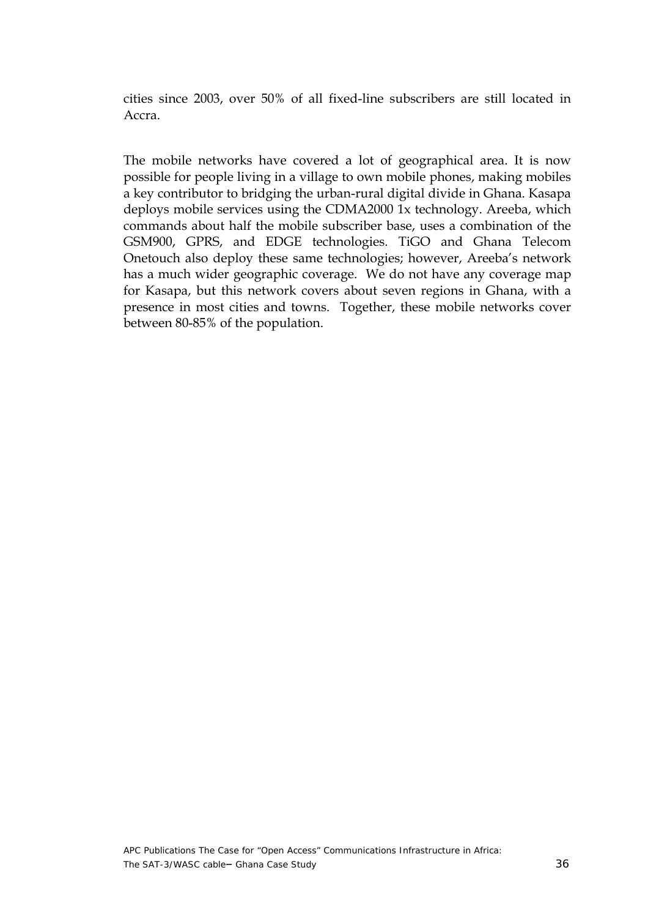cities since 2003, over 50% of all fixed-line subscribers are still located in Accra.

The mobile networks have covered a lot of geographical area. It is now possible for people living in a village to own mobile phones, making mobiles a key contributor to bridging the urban-rural digital divide in Ghana. Kasapa deploys mobile services using the CDMA2000 1x technology. Areeba, which commands about half the mobile subscriber base, uses a combination of the GSM900, GPRS, and EDGE technologies. TiGO and Ghana Telecom Onetouch also deploy these same technologies; however, Areeba's network has a much wider geographic coverage. We do not have any coverage map for Kasapa, but this network covers about seven regions in Ghana, with a presence in most cities and towns. Together, these mobile networks cover between 80-85% of the population.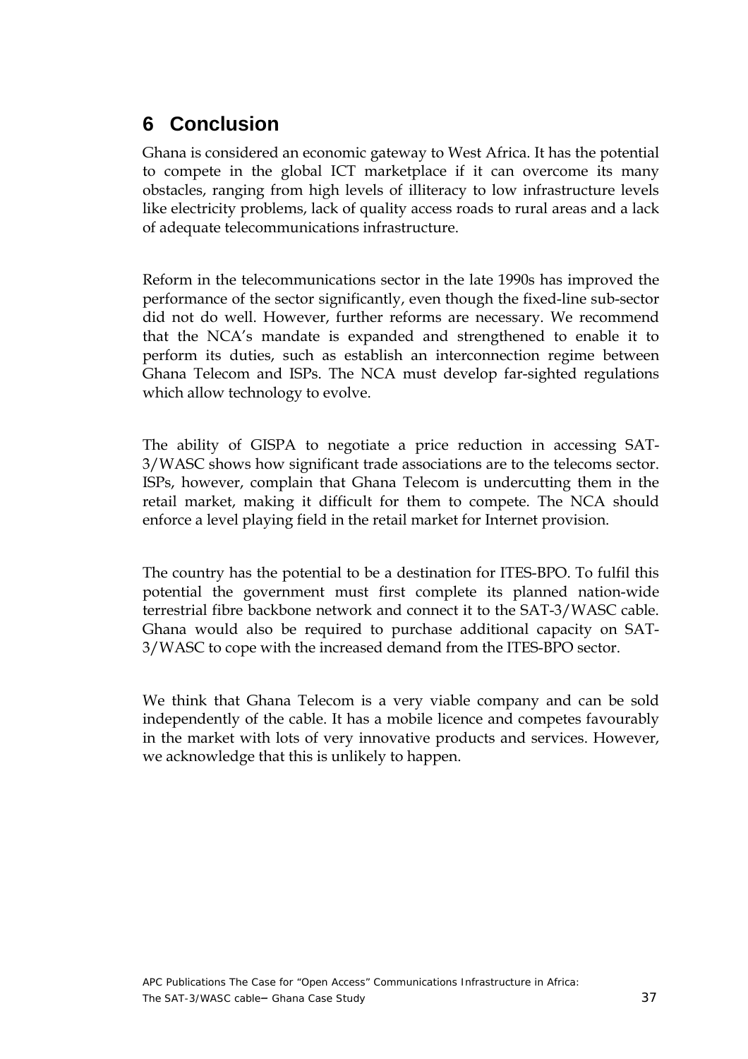# 6 Conclusion

Ghana is considered an economic gateway to West Africa. It has the potential to compete in the global ICT marketplace if it can overcome its many obstacles, ranging from high levels of illiteracy to low infrastructure levels like electricity problems, lack of quality access roads to rural areas and a lack of adequate telecommunications infrastructure.

Reform in the telecommunications sector in the late 1990s has improved the performance of the sector significantly, even though the fixed-line sub-sector did not do well. However, further reforms are necessary. We recommend that the NCA's mandate is expanded and strengthened to enable it to perform its duties, such as establish an interconnection regime between Ghana Telecom and ISPs. The NCA must develop far-sighted regulations which allow technology to evolve.

The ability of GISPA to negotiate a price reduction in accessing SAT-3/WASC shows how significant trade associations are to the telecoms sector. ISPs, however, complain that Ghana Telecom is undercutting them in the retail market, making it difficult for them to compete. The NCA should enforce a level playing field in the retail market for Internet provision.

The country has the potential to be a destination for ITES-BPO. To fulfil this potential the government must first complete its planned nation-wide terrestrial fibre backbone network and connect it to the SAT-3/WASC cable. Ghana would also be required to purchase additional capacity on SAT-3/WASC to cope with the increased demand from the ITES-BPO sector.

We think that Ghana Telecom is a very viable company and can be sold independently of the cable. It has a mobile licence and competes favourably in the market with lots of very innovative products and services. However, we acknowledge that this is unlikely to happen.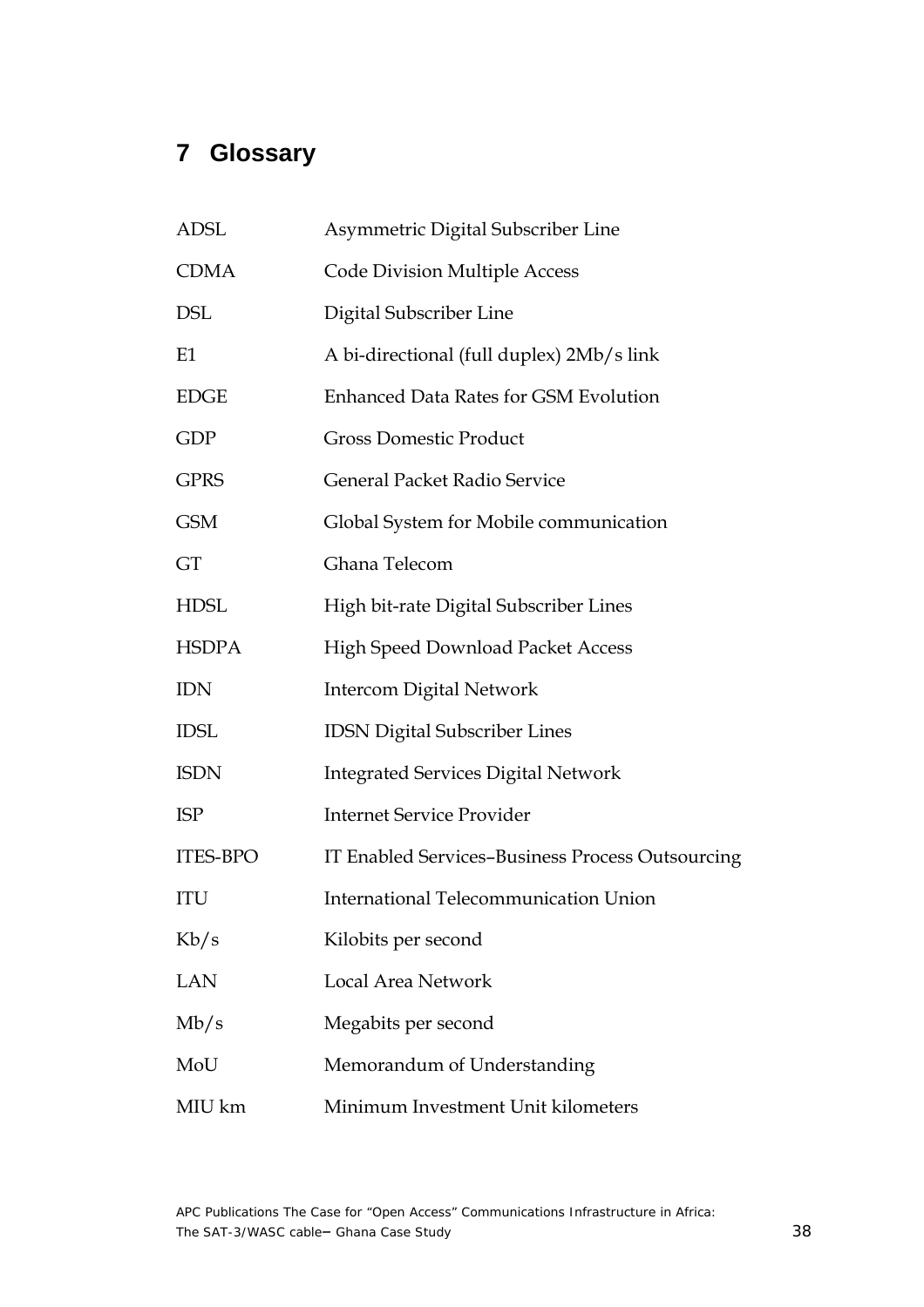# 7 Glossary

| | |
|---|---|
| ADSL | Asymmetric Digital Subscriber Line |
| CDMA | Code Division Multiple Access |
| DSL | Digital Subscriber Line |
| E1 | A bi-directional (full duplex) 2Mb/s link |
| EDGE | Enhanced Data Rates for GSM Evolution |
| GDP | Gross Domestic Product |
| GPRS | General Packet Radio Service |
| GSM | Global System for Mobile communication |
| GT | Ghana Telecom |
| HDSL | High bit-rate Digital Subscriber Lines |
| HSDPA | High Speed Download Packet Access |
| IDN | Intercom Digital Network |
| IDSL | IDSN Digital Subscriber Lines |
| ISDN | Integrated Services Digital Network |
| ISP | Internet Service Provider |
| ITES-BPO | IT Enabled Services–Business Process Outsourcing |
| ITU | International Telecommunication Union |
| Kb/s | Kilobits per second |
| LAN | Local Area Network |
| Mb/s | Megabits per second |
| MoU | Memorandum of Understanding |
| MIU km | Minimum Investment Unit kilometers |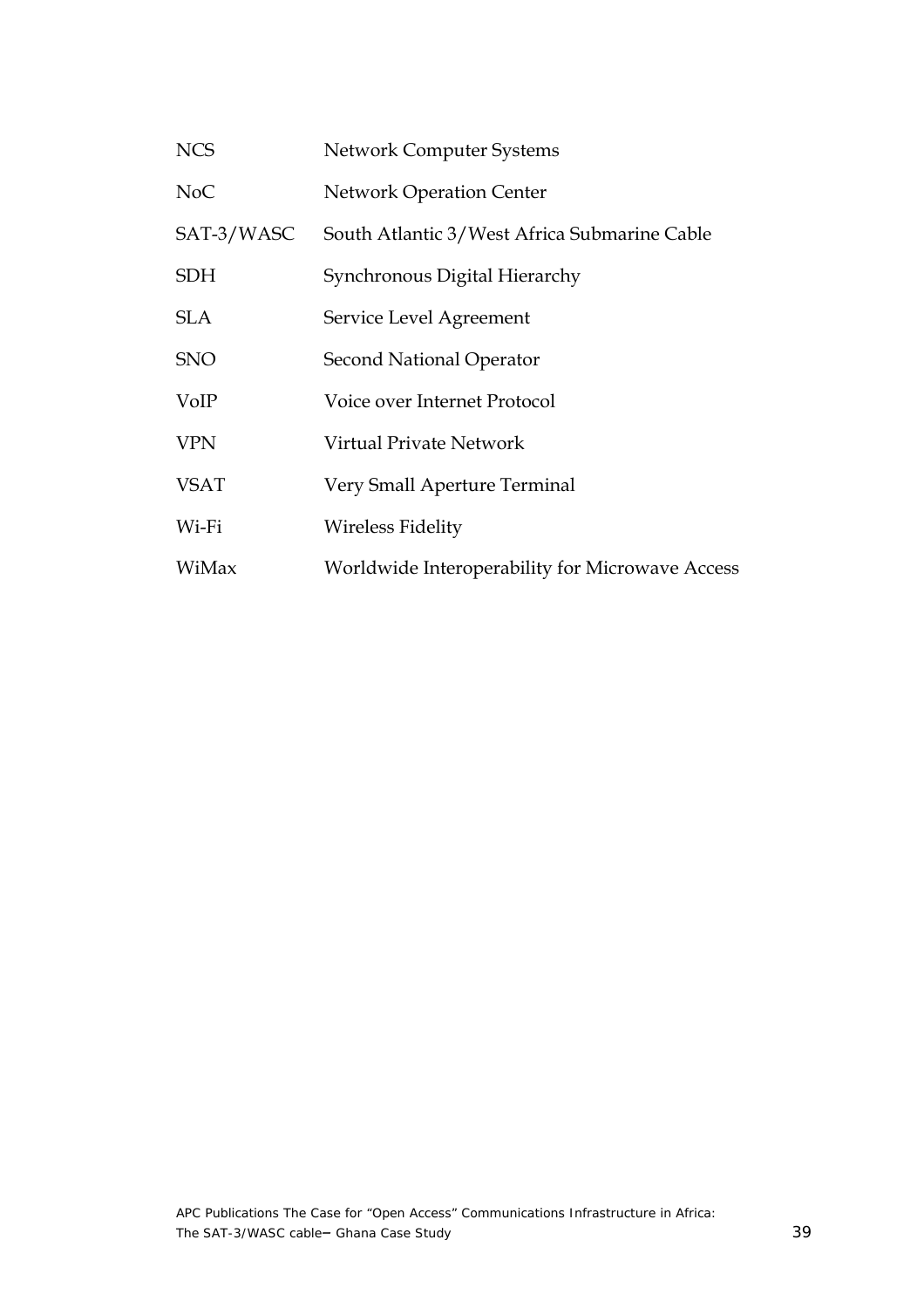| | |
|---|---|
| NCS | Network Computer Systems |
| NoC | Network Operation Center |
| SAT-3/WASC | South Atlantic 3/West Africa Submarine Cable |
| SDH | Synchronous Digital Hierarchy |
| SLA | Service Level Agreement |
| SNO | Second National Operator |
| VoIP | Voice over Internet Protocol |
| VPN | Virtual Private Network |
| VSAT | Very Small Aperture Terminal |
| Wi-Fi | Wireless Fidelity |
| WiMax | Worldwide Interoperability for Microwave Access |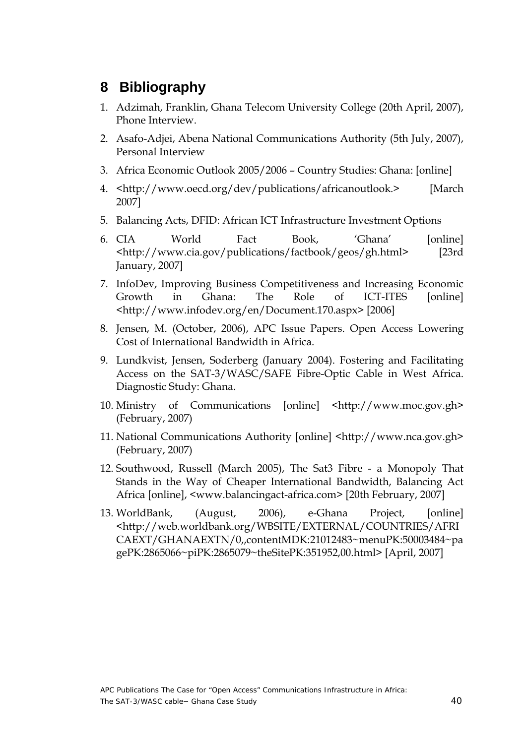## 8 Bibliography

1. Adzimah, Franklin, Ghana Telecom University College (20th April, 2007), Phone Interview.
2. Asafo-Adjei, Abena National Communications Authority (5th July, 2007), Personal Interview
3. Africa Economic Outlook 2005/2006 – Country Studies: Ghana: [online]
4. <http://www.oecd.org/dev/publications/africanoutlook.> [March 2007]
5. Balancing Acts, DFID: African ICT Infrastructure Investment Options
6. CIA World Fact Book, 'Ghana' [online] <http://www.cia.gov/publications/factbook/geos/gh.html> [23rd January, 2007]
7. InfoDev, Improving Business Competitiveness and Increasing Economic Growth in Ghana: The Role of ICT-ITES [online] <http://www.infodev.org/en/Document.170.aspx> [2006]
8. Jensen, M. (October, 2006), APC Issue Papers. Open Access Lowering Cost of International Bandwidth in Africa.
9. Lundkvist, Jensen, Soderberg (January 2004). Fostering and Facilitating Access on the SAT-3/WASC/SAFE Fibre-Optic Cable in West Africa. Diagnostic Study: Ghana.
10. Ministry of Communications [online] <http://www.moc.gov.gh> (February, 2007)
11. National Communications Authority [online] <http://www.nca.gov.gh> (February, 2007)
12. Southwood, Russell (March 2005), The Sat3 Fibre - a Monopoly That Stands in the Way of Cheaper International Bandwidth, Balancing Act Africa [online], <www.balancingact-africa.com> [20th February, 2007]
13. WorldBank, (August, 2006), e-Ghana Project, [online] <http://web.worldbank.org/WBSITE/EXTERNAL/COUNTRIES/AFRICAEXT/GHANAEXTN/0,,contentMDK:21012483~menuPK:50003484~pagePK:2865066~piPK:2865079~theSitePK:351952,00.html> [April, 2007]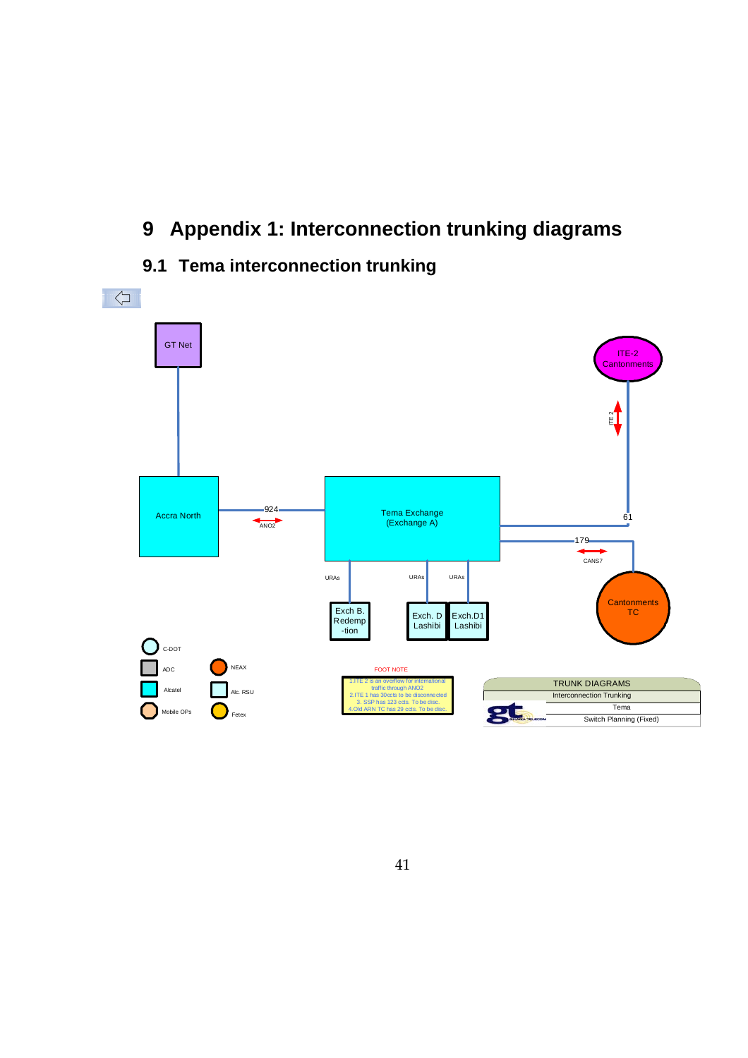# 9 Appendix 1: Interconnection trunking diagrams

## 9.1 Tema interconnection trunking

GT Net

ITE-2 Cantonments

ITE 2

Accra North

924

ANO2

Tema Exchange (Exchange A)

61

179

CANS7

URAs

URAs

URAs

Exch B. Redemp -tion

Exch. D Lashibi

Exch.D1 Lashibi

Cantonments TC

C-DOT

ADC

NEAX

Alcatel

Alc. RSU

Mobile OPs

Fetex

FOOT NOTE

1.ITE 2 is an overflow for international traffic through ANO2
2.ITE 1 has 30ccts to be disconnected
3. SSP has 123 ccts. To be disc.
4.Old ARN TC has 29 ccts. To be disc.

| TRUNK DIAGRAMS |
| --- |
| Interconnection Trunking |
| Tema |
| Switch Planning (Fixed) |

GHANA TELECOM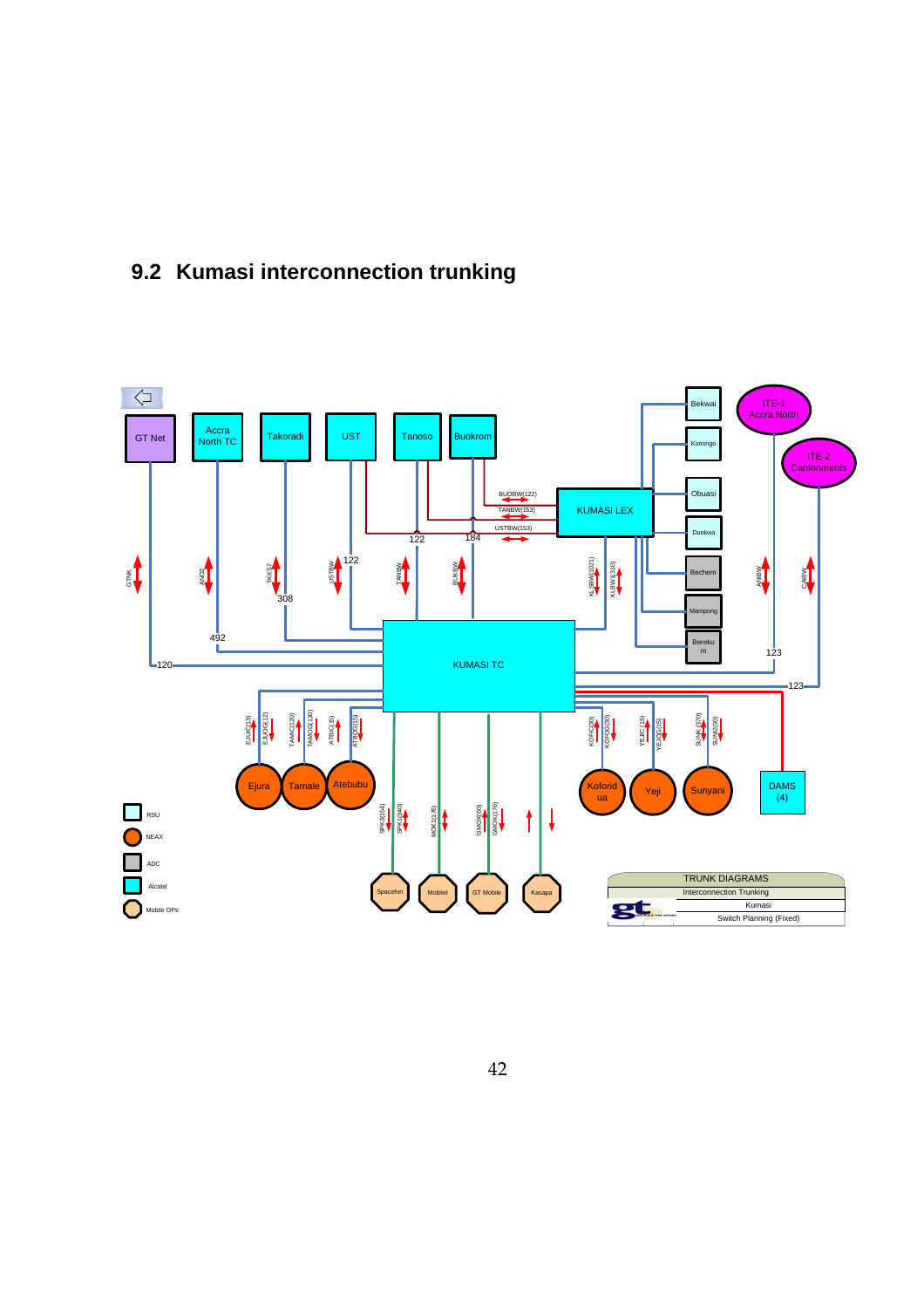## 9.2 Kumasi interconnection trunking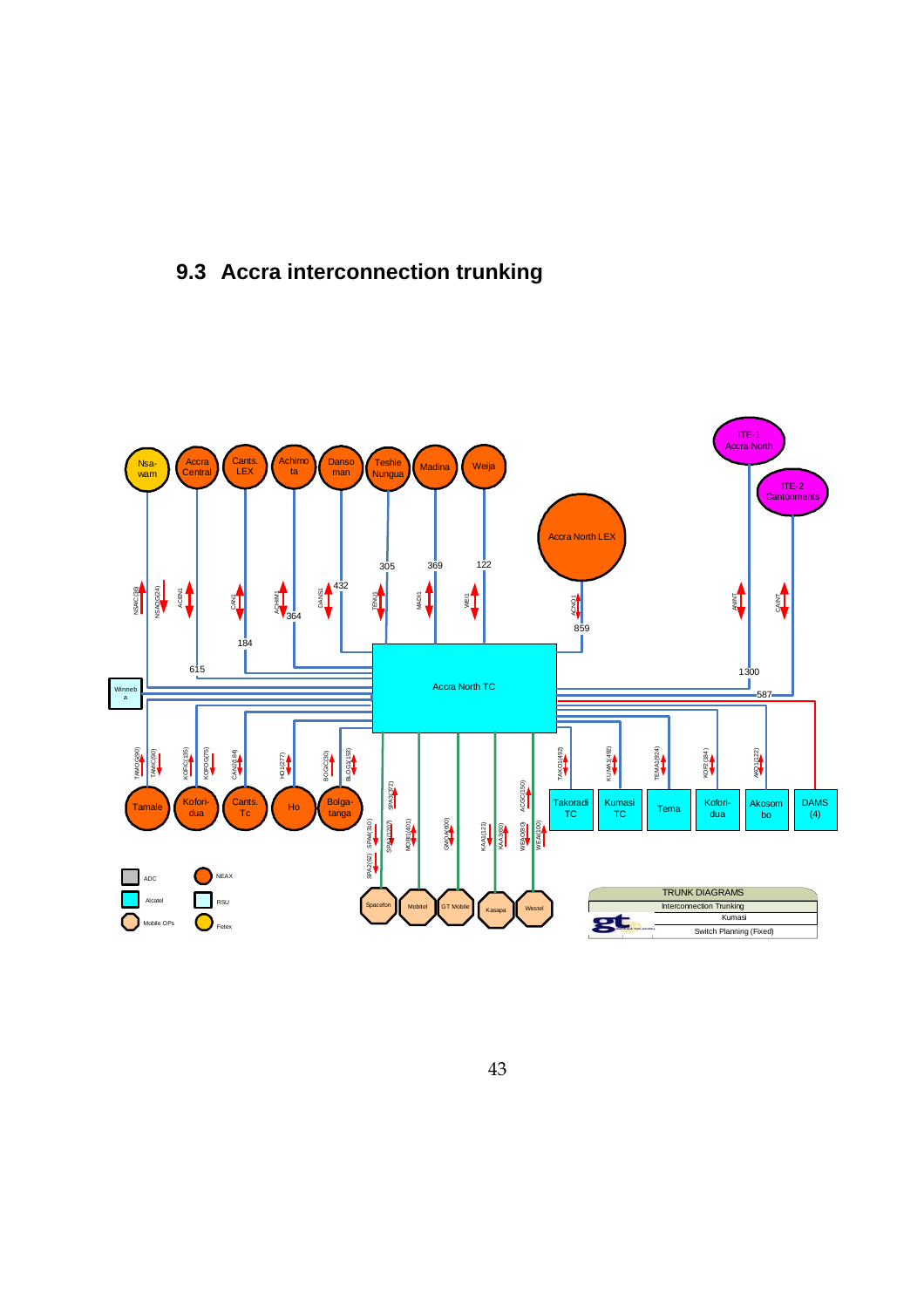## 9.3 Accra interconnection trunking

Nsa-wam
Accra Central
Cants. LEX
Achimota
Dansoman
Teshie Nungua
Madina
Weija
Accra North LEX
ITE-1 Accra North
ITE-2 Cantonments

NSAC(28)
NSAOG(24)
ACEN1
CAN1
ACHIM1
364
DANS1
432
TEN1
305
MAD1
369
WE1
122
ACNO1
859
ANNT
CANT

184
615
1300
587

Winneba

Accra North TC

TAMO(90)
TAMC(90)
KOFOC(35)
KOFOG(75)
CANG(84)
HO1(77)
BOGC(30)
BLOG(18)
SPA3(372)
SPA4(310)
SPA1(122)
SPA2(62)
MOB1(401)
GMO(400)
KAA1(123)
KAA2(60)
ACGC(150)
WEA(60)
WEAT(60)
TAKO1(492)
KUMA1(492)
TEMA(924)
KOF(84)
AKO1(122)

Tamale
Kofori-dua
Cants. Tc
Ho
Bolga-tanga
Takoradi TC
Kumasi TC
Tema
Kofori-dua
Akosombo
DAMS (4)

Spacefon
Mobitel
GT Mobile
Kasapa
Westel

ADC
Alcatel
Mobile OPs
NEAX
RSU
Fetex

TRUNK DIAGRAMS
Interconnection Trunking
Kumasi
Switch Planning (Fixed)